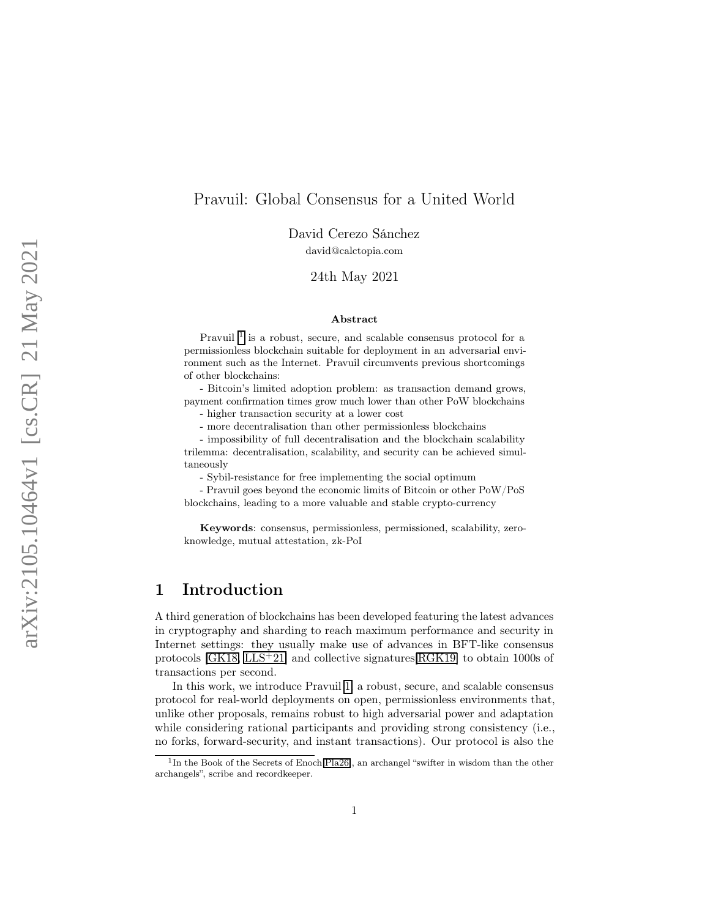# Pravuil: Global Consensus for a United World

David Cerezo Sánchez

david@calctopia.com

24th May 2021

**Abstract**

Pravuil [1] is a robust, secure, and scalable consensus protocol for a permissionless blockchain suitable for deployment in an adversarial environment such as the Internet. Pravuil circumvents previous shortcomings of other blockchains:

- Bitcoin's limited adoption problem: as transaction demand grows, payment confirmation times grow much lower than other PoW blockchains
- higher transaction security at a lower cost
- more decentralisation than other permissionless blockchains
- impossibility of full decentralisation and the blockchain scalability trilemma: decentralisation, scalability, and security can be achieved simultaneously
- Sybil-resistance for free implementing the social optimum
- Pravuil goes beyond the economic limits of Bitcoin or other PoW/PoS blockchains, leading to a more valuable and stable crypto-currency

**Keywords**: consensus, permissionless, permissioned, scalability, zero-knowledge, mutual attestation, zk-PoI

## 1 Introduction

A third generation of blockchains has been developed featuring the latest advances in cryptography and sharding to reach maximum performance and security in Internet settings: they usually make use of advances in BFT-like consensus protocols [GK18, LLS+21] and collective signatures[RGK19] to obtain 1000s of transactions per second.

In this work, we introduce Pravuil [1], a robust, secure, and scalable consensus protocol for real-world deployments on open, permissionless environments that, unlike other proposals, remains robust to high adversarial power and adaptation while considering rational participants and providing strong consistency (i.e., no forks, forward-security, and instant transactions). Our protocol is also the

[1] In the Book of the Secrets of Enoch[Pla26], an archangel "swifter in wisdom than the other archangels", scribe and recordkeeper.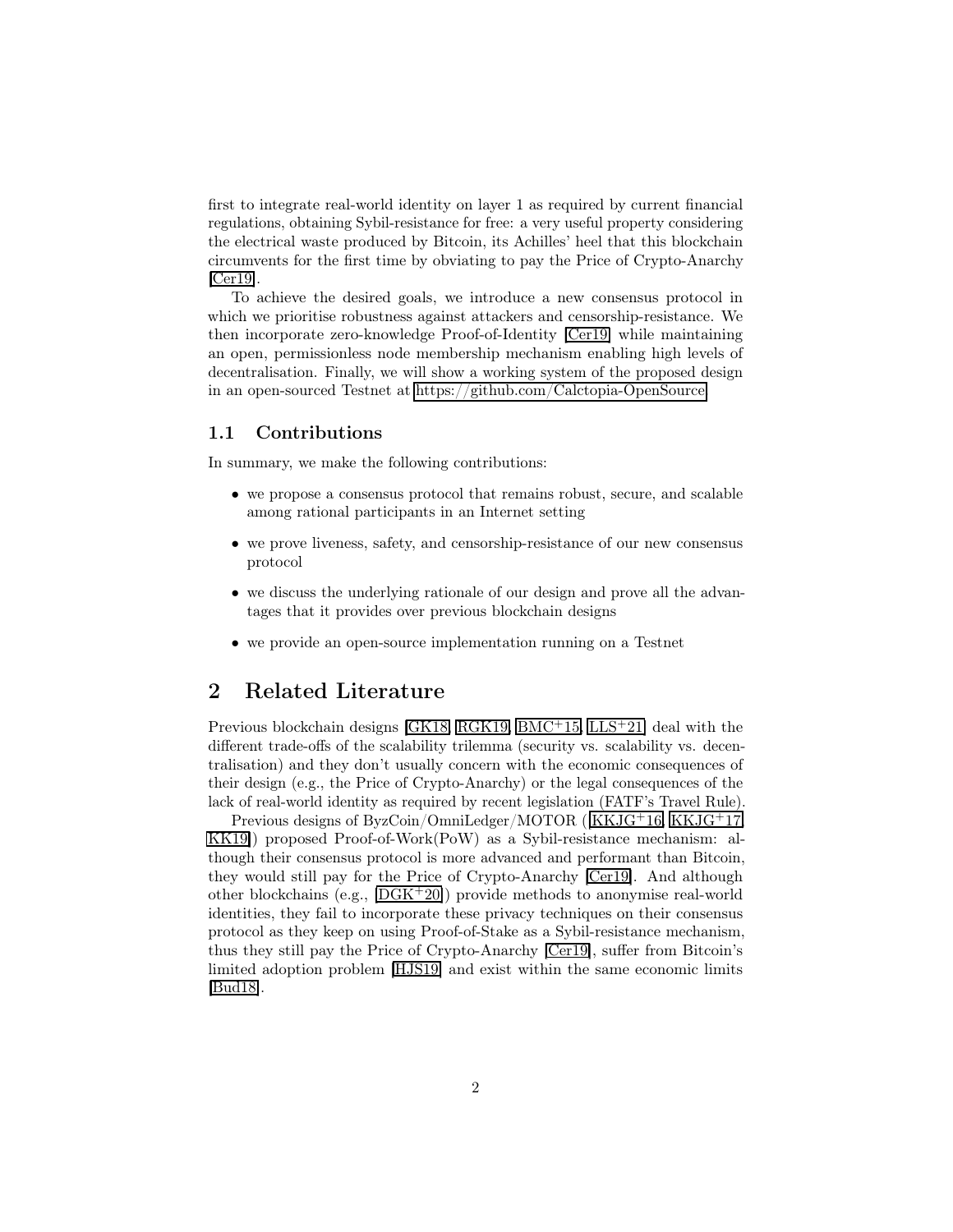first to integrate real-world identity on layer 1 as required by current financial regulations, obtaining Sybil-resistance for free: a very useful property considering the electrical waste produced by Bitcoin, its Achilles' heel that this blockchain circumvents for the first time by obviating to pay the Price of Crypto-Anarchy [Cer19].

To achieve the desired goals, we introduce a new consensus protocol in which we prioritise robustness against attackers and censorship-resistance. We then incorporate zero-knowledge Proof-of-Identity [Cer19] while maintaining an open, permissionless node membership mechanism enabling high levels of decentralisation. Finally, we will show a working system of the proposed design in an open-sourced Testnet at https://github.com/Calctopia-OpenSource.

### 1.1 Contributions

In summary, we make the following contributions:

- we propose a consensus protocol that remains robust, secure, and scalable among rational participants in an Internet setting
- we prove liveness, safety, and censorship-resistance of our new consensus protocol
- we discuss the underlying rationale of our design and prove all the advantages that it provides over previous blockchain designs
- we provide an open-source implementation running on a Testnet

## 2 Related Literature

Previous blockchain designs [GK18, RGK19, BMC+15, LLS+21] deal with the different trade-offs of the scalability trilemma (security vs. scalability vs. decentralisation) and they don't usually concern with the economic consequences of their design (e.g., the Price of Crypto-Anarchy) or the legal consequences of the lack of real-world identity as required by recent legislation (FATF's Travel Rule).

Previous designs of ByzCoin/OmniLedger/MOTOR ([KKJG+16, KKJG+17, KK19]) proposed Proof-of-Work(PoW) as a Sybil-resistance mechanism: although their consensus protocol is more advanced and performant than Bitcoin, they would still pay for the Price of Crypto-Anarchy [Cer19]. And although other blockchains (e.g., [DGK+20]) provide methods to anonymise real-world identities, they fail to incorporate these privacy techniques on their consensus protocol as they keep on using Proof-of-Stake as a Sybil-resistance mechanism, thus they still pay the Price of Crypto-Anarchy [Cer19], suffer from Bitcoin's limited adoption problem [HJS19] and exist within the same economic limits [Bud18].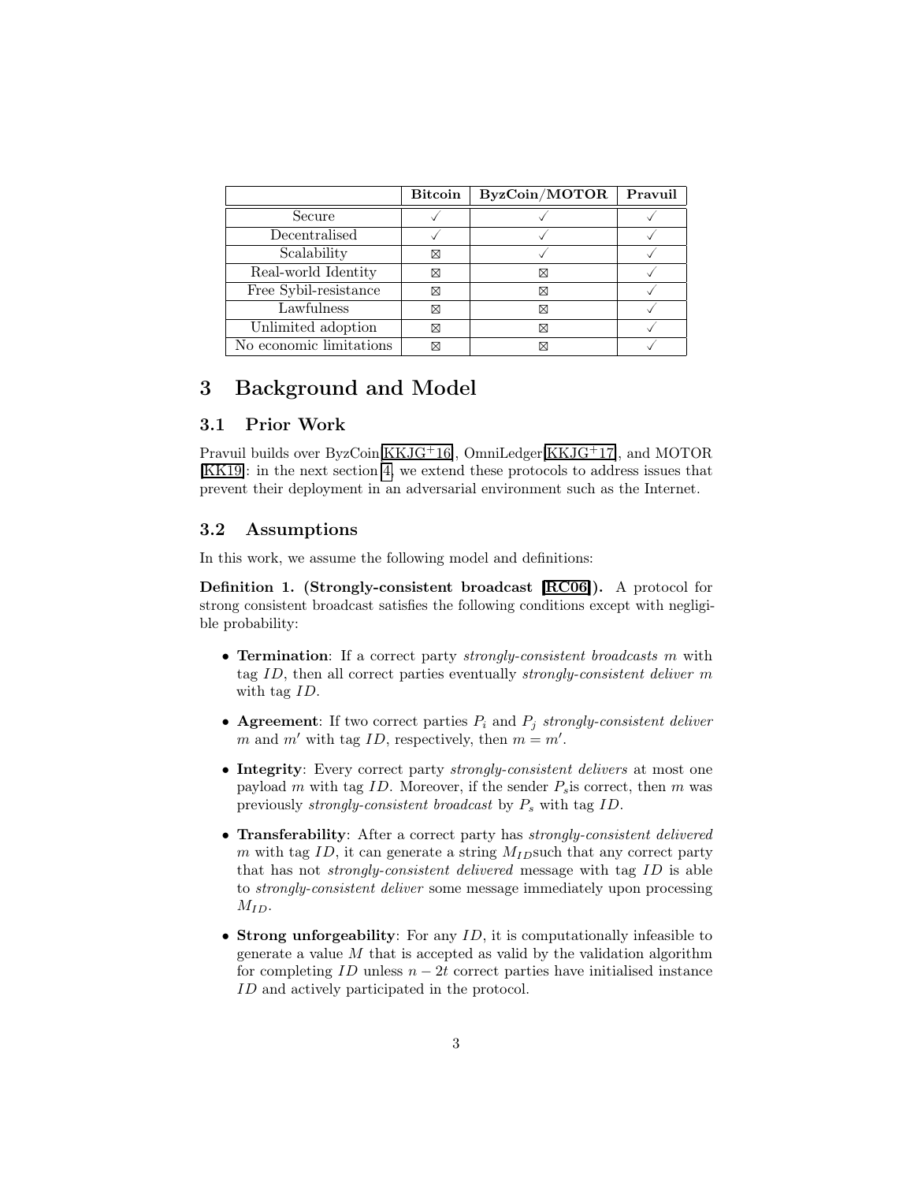| | **Bitcoin** | **ByzCoin/MOTOR** | **Pravuil** |
|---|---|---|---|
| Secure | ✓ | ✓ | ✓ |
| Decentralised | ✓ | ✓ | ✓ |
| Scalability | ⊠ | ✓ | ✓ |
| Real-world Identity | ⊠ | ⊠ | ✓ |
| Free Sybil-resistance | ⊠ | ⊠ | ✓ |
| Lawfulness | ⊠ | ⊠ | ✓ |
| Unlimited adoption | ⊠ | ⊠ | ✓ |
| No economic limitations | ⊠ | ⊠ | ✓ |

# 3 Background and Model

## 3.1 Prior Work

Pravuil builds over ByzCoin[KKJG+16], OmniLedger[KKJG+17], and MOTOR [KK19]: in the next section 4, we extend these protocols to address issues that prevent their deployment in an adversarial environment such as the Internet.

## 3.2 Assumptions

In this work, we assume the following model and definitions:

**Definition 1. (Strongly-consistent broadcast [RC06]).** A protocol for strong consistent broadcast satisfies the following conditions except with negligible probability:

- **Termination**: If a correct party *strongly-consistent broadcasts* $m$ with tag $ID$, then all correct parties eventually *strongly-consistent deliver* $m$ with tag $ID$.
- **Agreement**: If two correct parties $P_i$ and $P_j$ *strongly-consistent deliver* $m$ and $m'$ with tag $ID$, respectively, then $m = m'$.
- **Integrity**: Every correct party *strongly-consistent delivers* at most one payload $m$ with tag $ID$. Moreover, if the sender $P_s$is correct, then $m$ was previously *strongly-consistent broadcast* by $P_s$ with tag $ID$.
- **Transferability**: After a correct party has *strongly-consistent delivered* $m$ with tag $ID$, it can generate a string $M_{ID}$such that any correct party that has not *strongly-consistent delivered* message with tag $ID$ is able to *strongly-consistent deliver* some message immediately upon processing $M_{ID}$.
- **Strong unforgeability**: For any $ID$, it is computationally infeasible to generate a value $M$ that is accepted as valid by the validation algorithm for completing $ID$ unless $n - 2t$ correct parties have initialised instance $ID$ and actively participated in the protocol.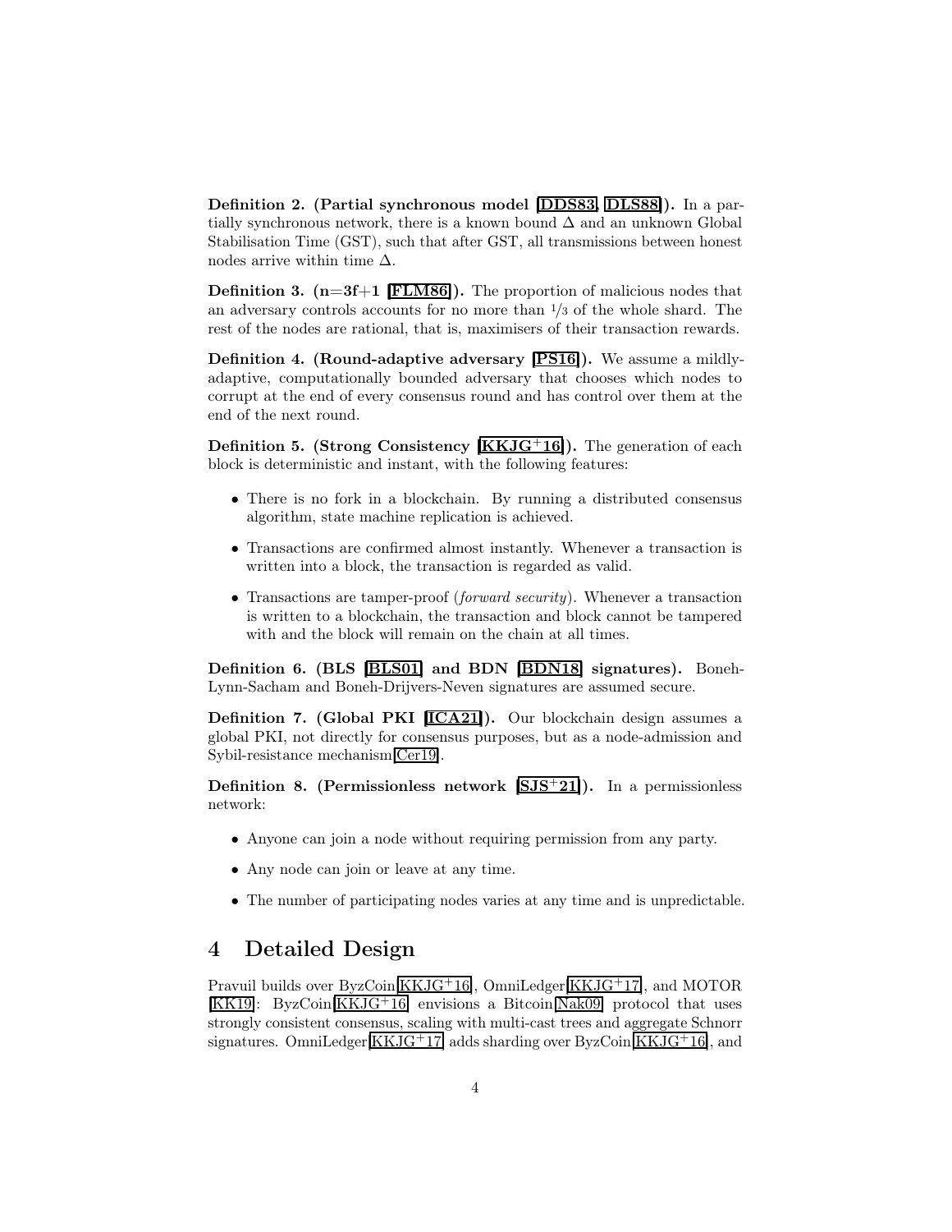**Definition 2. (Partial synchronous model [DDS83, DLS88]).** In a partially synchronous network, there is a known bound $\Delta$ and an unknown Global Stabilisation Time (GST), such that after GST, all transmissions between honest nodes arrive within time $\Delta$.

**Definition 3. (n=3f+1 [FLM86]).** The proportion of malicious nodes that an adversary controls accounts for no more than $1/3$ of the whole shard. The rest of the nodes are rational, that is, maximisers of their transaction rewards.

**Definition 4. (Round-adaptive adversary [PS16]).** We assume a mildly-adaptive, computationally bounded adversary that chooses which nodes to corrupt at the end of every consensus round and has control over them at the end of the next round.

**Definition 5. (Strong Consistency [KKJG+16]).** The generation of each block is deterministic and instant, with the following features:

- There is no fork in a blockchain. By running a distributed consensus algorithm, state machine replication is achieved.
- Transactions are confirmed almost instantly. Whenever a transaction is written into a block, the transaction is regarded as valid.
- Transactions are tamper-proof (*forward security*). Whenever a transaction is written to a blockchain, the transaction and block cannot be tampered with and the block will remain on the chain at all times.

**Definition 6. (BLS [BLS01] and BDN [BDN18] signatures).** Boneh-Lynn-Sacham and Boneh-Drijvers-Neven signatures are assumed secure.

**Definition 7. (Global PKI [ICA21]).** Our blockchain design assumes a global PKI, not directly for consensus purposes, but as a node-admission and Sybil-resistance mechanism[Cer19].

**Definition 8. (Permissionless network [SJS+21]).** In a permissionless network:

- Anyone can join a node without requiring permission from any party.
- Any node can join or leave at any time.
- The number of participating nodes varies at any time and is unpredictable.

# 4 Detailed Design

Pravuil builds over ByzCoin[KKJG+16], OmniLedger[KKJG+17], and MOTOR [KK19]: ByzCoin[KKJG+16] envisions a Bitcoin[Nak09] protocol that uses strongly consistent consensus, scaling with multi-cast trees and aggregate Schnorr signatures. OmniLedger[KKJG+17] adds sharding over ByzCoin[KKJG+16], and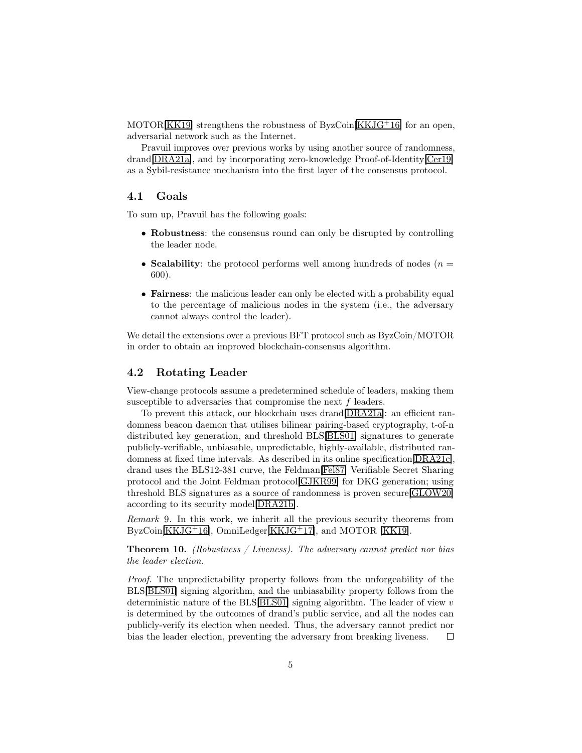MOTOR[KK19] strengthens the robustness of ByzCoin[KKJG+16] for an open, adversarial network such as the Internet.

Pravuil improves over previous works by using another source of randomness, drand[DRA21a], and by incorporating zero-knowledge Proof-of-Identity[Cer19] as a Sybil-resistance mechanism into the first layer of the consensus protocol.

### 4.1 Goals

To sum up, Pravuil has the following goals:

- **Robustness**: the consensus round can only be disrupted by controlling the leader node.
- **Scalability**: the protocol performs well among hundreds of nodes ($n = 600$).
- **Fairness**: the malicious leader can only be elected with a probability equal to the percentage of malicious nodes in the system (i.e., the adversary cannot always control the leader).

We detail the extensions over a previous BFT protocol such as ByzCoin/MOTOR in order to obtain an improved blockchain-consensus algorithm.

### 4.2 Rotating Leader

View-change protocols assume a predetermined schedule of leaders, making them susceptible to adversaries that compromise the next $f$ leaders.

To prevent this attack, our blockchain uses drand[DRA21a]: an efficient randomness beacon daemon that utilises bilinear pairing-based cryptography, t-of-n distributed key generation, and threshold BLS[BLS01] signatures to generate publicly-verifiable, unbiasable, unpredictable, highly-available, distributed randomness at fixed time intervals. As described in its online specification[DRA21c], drand uses the BLS12-381 curve, the Feldman[Fel87] Verifiable Secret Sharing protocol and the Joint Feldman protocol[GJKR99] for DKG generation; using threshold BLS signatures as a source of randomness is proven secure[GLOW20] according to its security model[DRA21b].

*Remark* 9. In this work, we inherit all the previous security theorems from ByzCoin[KKJG+16], OmniLedger[KKJG+17], and MOTOR [KK19].

**Theorem 10.** *(Robustness / Liveness). The adversary cannot predict nor bias the leader election.*

*Proof.* The unpredictability property follows from the unforgeability of the BLS[BLS01] signing algorithm, and the unbiasability property follows from the deterministic nature of the BLS[BLS01] signing algorithm. The leader of view $v$ is determined by the outcomes of drand's public service, and all the nodes can publicly-verify its election when needed. Thus, the adversary cannot predict nor bias the leader election, preventing the adversary from breaking liveness. □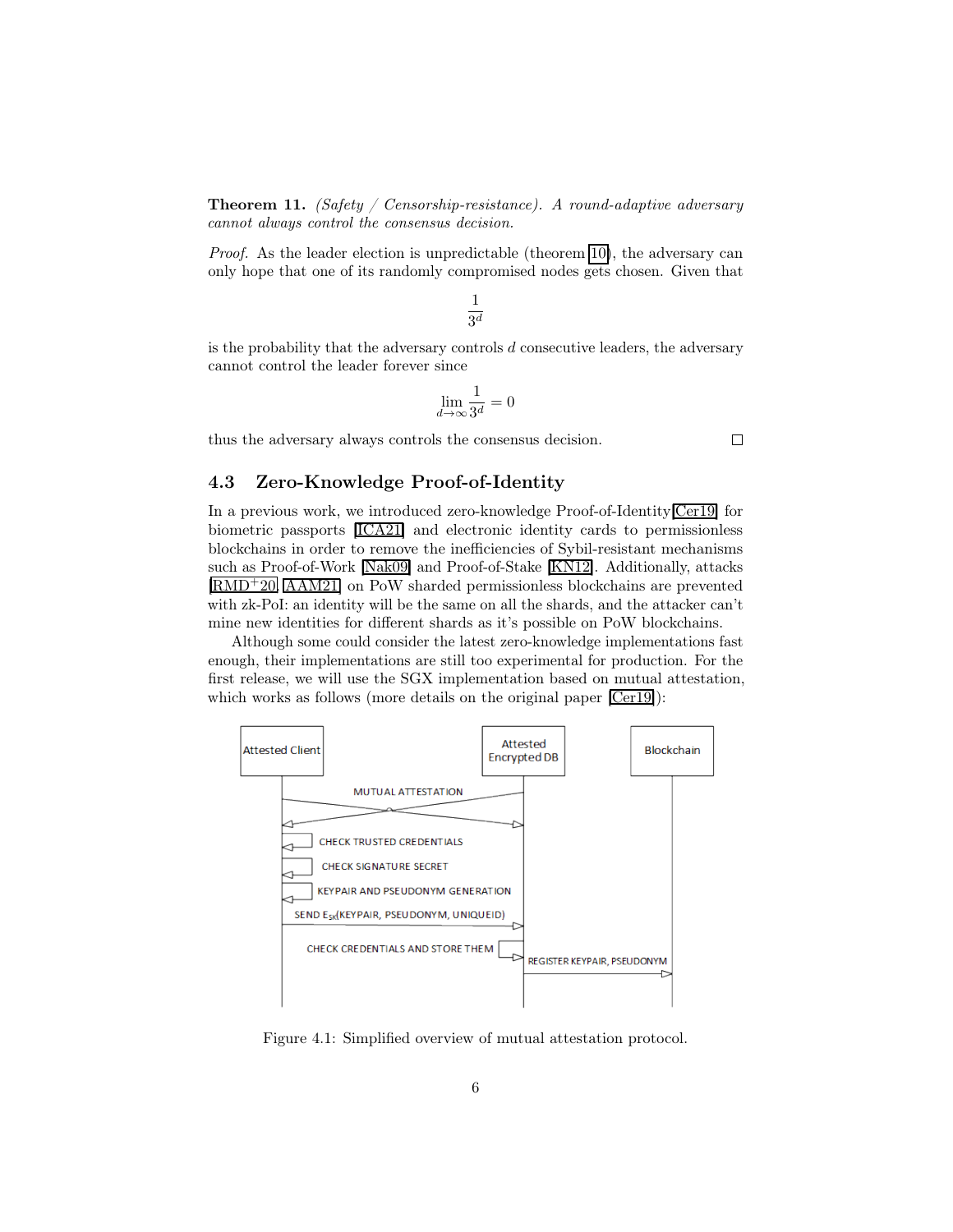**Theorem 11.** *(Safety / Censorship-resistance). A round-adaptive adversary cannot always control the consensus decision.*

*Proof.* As the leader election is unpredictable (theorem 10), the adversary can only hope that one of its randomly compromised nodes gets chosen. Given that

$$\frac{1}{3^d}$$

is the probability that the adversary controls $d$ consecutive leaders, the adversary cannot control the leader forever since

$$\lim_{d \to \infty} \frac{1}{3^d} = 0$$

thus the adversary always controls the consensus decision. □

### 4.3 Zero-Knowledge Proof-of-Identity

In a previous work, we introduced zero-knowledge Proof-of-Identity[Cer19] for biometric passports [ICA21] and electronic identity cards to permissionless blockchains in order to remove the inefficiencies of Sybil-resistant mechanisms such as Proof-of-Work [Nak09] and Proof-of-Stake [KN12]. Additionally, attacks [RMD+20, AAM21] on PoW sharded permissionless blockchains are prevented with zk-PoI: an identity will be the same on all the shards, and the attacker can't mine new identities for different shards as it's possible on PoW blockchains.

Although some could consider the latest zero-knowledge implementations fast enough, their implementations are still too experimental for production. For the first release, we will use the SGX implementation based on mutual attestation, which works as follows (more details on the original paper [Cer19]):

| Attested Client | Attested Encrypted DB | Blockchain |
|---|---|---|
| MUTUAL ATTESTATION ↔ | MUTUAL ATTESTATION ↔ | |
| CHECK TRUSTED CREDENTIALS | | |
| CHECK SIGNATURE SECRET | | |
| KEYPAIR AND PSEUDONYM GENERATION | | |
| SEND $E_{sk}$(KEYPAIR, PSEUDONYM, UNIQUEID) → | | |
| | CHECK CREDENTIALS AND STORE THEM | |
| | REGISTER KEYPAIR, PSEUDONYM → | |

Figure 4.1: Simplified overview of mutual attestation protocol.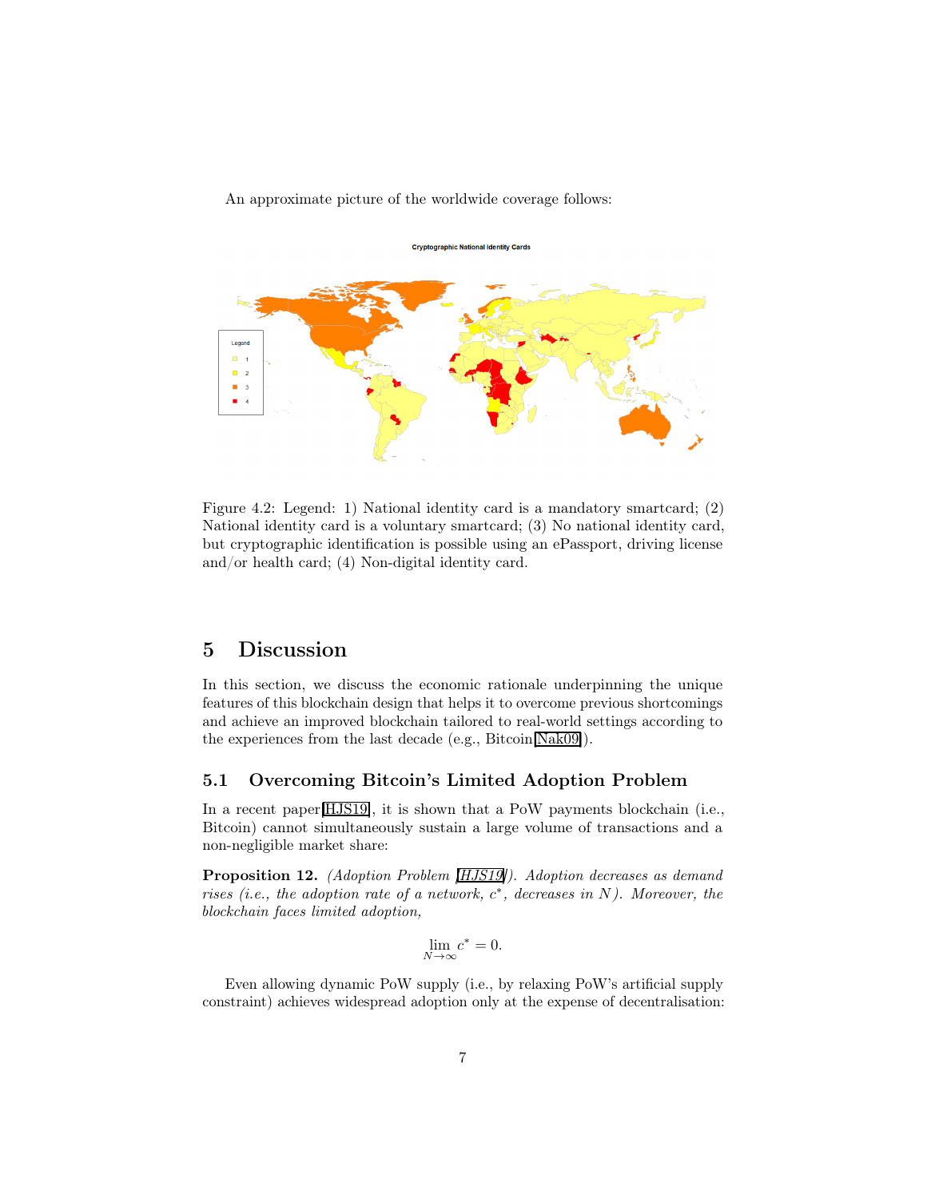An approximate picture of the worldwide coverage follows:

Figure 4.2: Legend: 1) National identity card is a mandatory smartcard; (2) National identity card is a voluntary smartcard; (3) No national identity card, but cryptographic identification is possible using an ePassport, driving license and/or health card; (4) Non-digital identity card.

# 5 Discussion

In this section, we discuss the economic rationale underpinning the unique features of this blockchain design that helps it to overcome previous shortcomings and achieve an improved blockchain tailored to real-world settings according to the experiences from the last decade (e.g., Bitcoin[Nak09]).

## 5.1 Overcoming Bitcoin's Limited Adoption Problem

In a recent paper[HJS19], it is shown that a PoW payments blockchain (i.e., Bitcoin) cannot simultaneously sustain a large volume of transactions and a non-negligible market share:

**Proposition 12.** *(Adoption Problem [HJS19]). Adoption decreases as demand rises (i.e., the adoption rate of a network, $c^*$, decreases in $N$). Moreover, the blockchain faces limited adoption,*

$$\lim_{N \to \infty} c^* = 0.$$

Even allowing dynamic PoW supply (i.e., by relaxing PoW's artificial supply constraint) achieves widespread adoption only at the expense of decentralisation: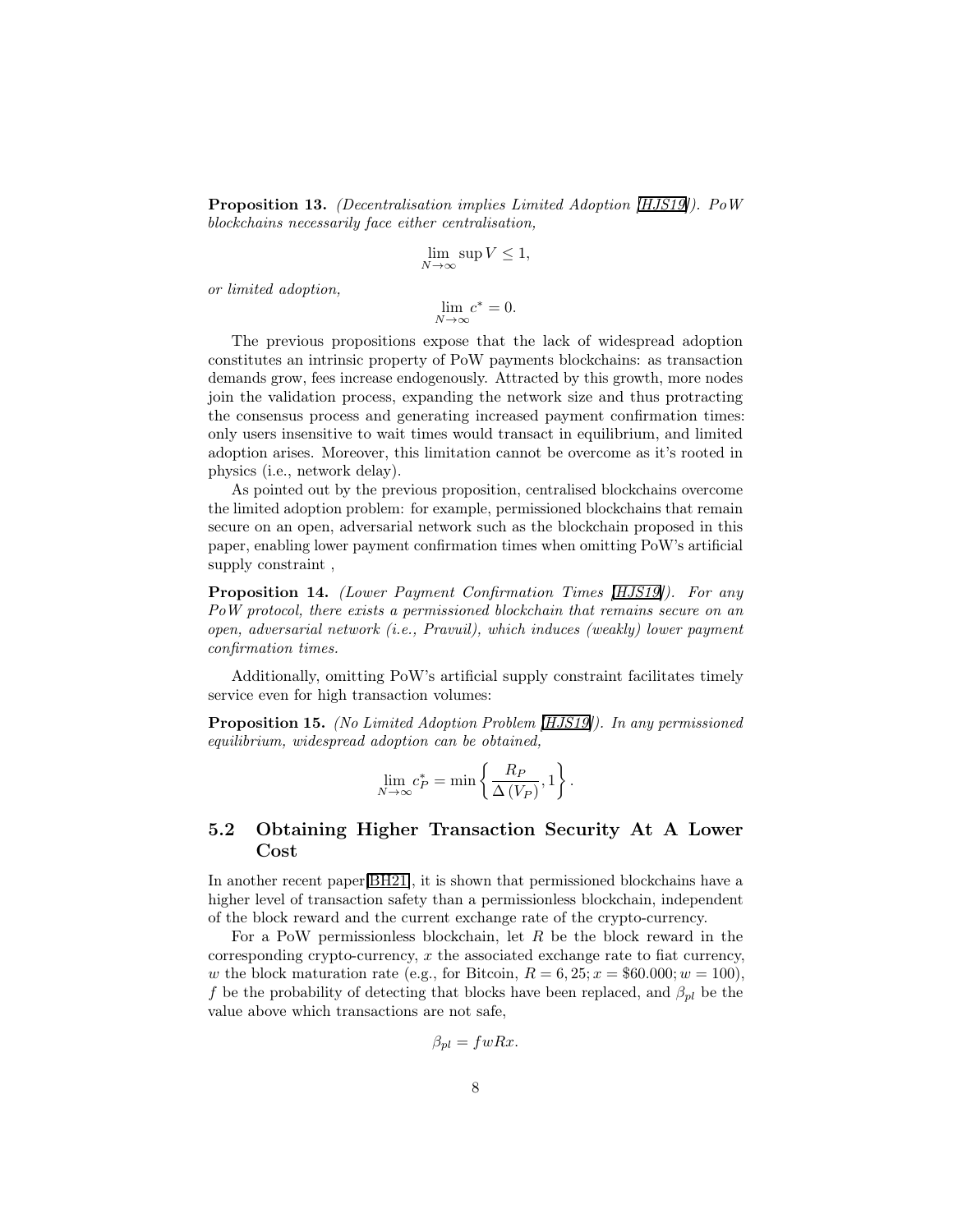**Proposition 13.** *(Decentralisation implies Limited Adoption [HJS19]). PoW blockchains necessarily face either centralisation,*

$$\lim_{N\to\infty} \sup V \leq 1,$$

*or limited adoption,*

$$\lim_{N\to\infty} c^* = 0.$$

The previous propositions expose that the lack of widespread adoption constitutes an intrinsic property of PoW payments blockchains: as transaction demands grow, fees increase endogenously. Attracted by this growth, more nodes join the validation process, expanding the network size and thus protracting the consensus process and generating increased payment confirmation times: only users insensitive to wait times would transact in equilibrium, and limited adoption arises. Moreover, this limitation cannot be overcome as it's rooted in physics (i.e., network delay).

As pointed out by the previous proposition, centralised blockchains overcome the limited adoption problem: for example, permissioned blockchains that remain secure on an open, adversarial network such as the blockchain proposed in this paper, enabling lower payment confirmation times when omitting PoW's artificial supply constraint ,

**Proposition 14.** *(Lower Payment Confirmation Times [HJS19]). For any PoW protocol, there exists a permissioned blockchain that remains secure on an open, adversarial network (i.e., Pravuil), which induces (weakly) lower payment confirmation times.*

Additionally, omitting PoW's artificial supply constraint facilitates timely service even for high transaction volumes:

**Proposition 15.** *(No Limited Adoption Problem [HJS19]). In any permissioned equilibrium, widespread adoption can be obtained,*

$$\lim_{N\to\infty} c_P^* = \min\left\{\frac{R_P}{\Delta\left(V_P\right)}, 1\right\}.$$

## 5.2 Obtaining Higher Transaction Security At A Lower Cost

In another recent paper[BH21], it is shown that permissioned blockchains have a higher level of transaction safety than a permissionless blockchain, independent of the block reward and the current exchange rate of the crypto-currency.

For a PoW permissionless blockchain, let $R$ be the block reward in the corresponding crypto-currency, $x$ the associated exchange rate to fiat currency, $w$ the block maturation rate (e.g., for Bitcoin, $R = 6,25; x = \$60.000; w = 100$), $f$ be the probability of detecting that blocks have been replaced, and $\beta_{pl}$ be the value above which transactions are not safe,

$$\beta_{pl} = fwRx.$$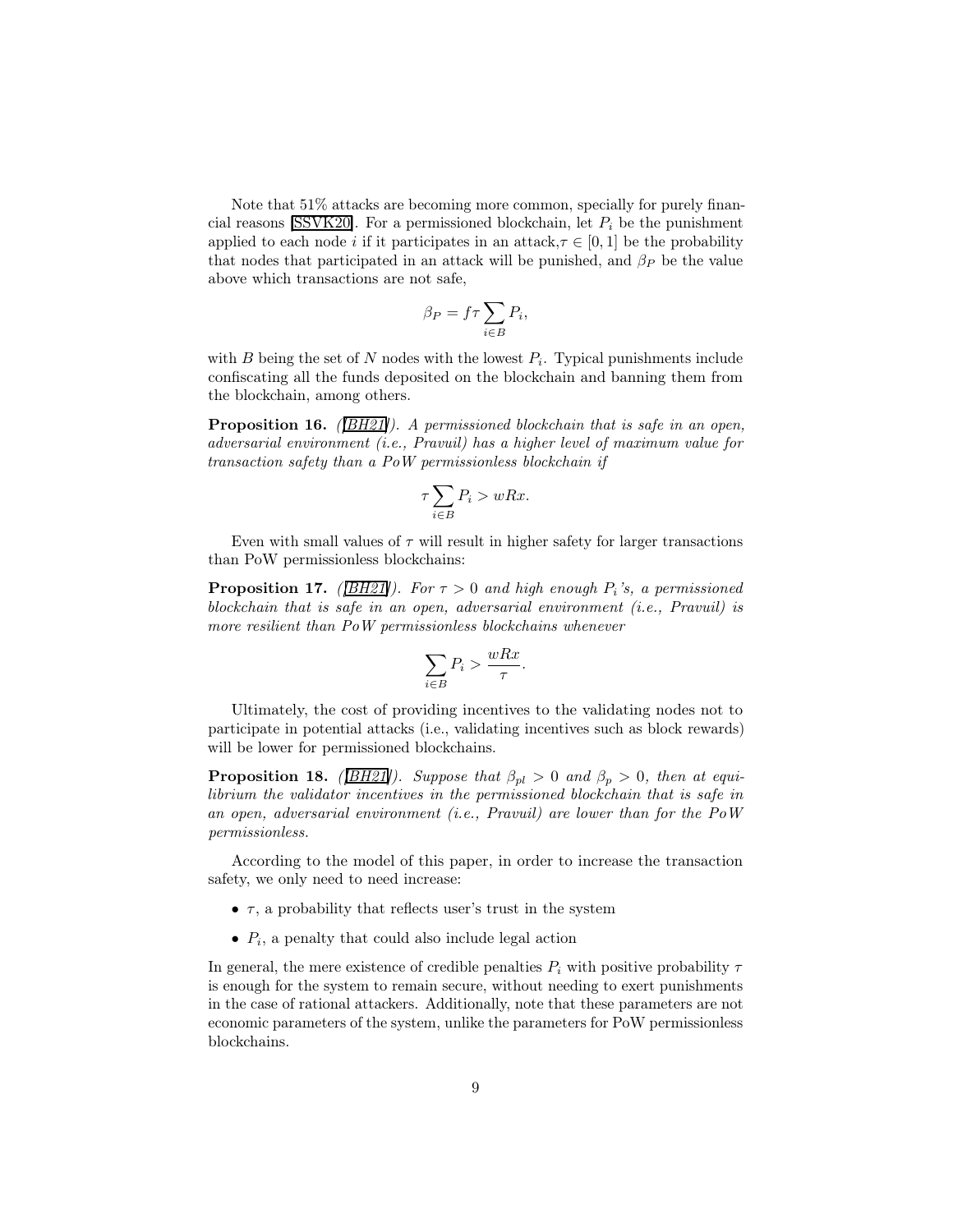Note that 51% attacks are becoming more common, specially for purely financial reasons [SSVK20]. For a permissioned blockchain, let $P_i$ be the punishment applied to each node $i$ if it participates in an attack,$\tau \in [0, 1]$ be the probability that nodes that participated in an attack will be punished, and $\beta_P$ be the value above which transactions are not safe,

$$\beta_P = f\tau \sum_{i \in B} P_i,$$

with $B$ being the set of $N$ nodes with the lowest $P_i$. Typical punishments include confiscating all the funds deposited on the blockchain and banning them from the blockchain, among others.

**Proposition 16.** *([BH21]). A permissioned blockchain that is safe in an open, adversarial environment (i.e., Pravuil) has a higher level of maximum value for transaction safety than a PoW permissionless blockchain if*

$$\tau \sum_{i \in B} P_i > wRx.$$

Even with small values of $\tau$ will result in higher safety for larger transactions than PoW permissionless blockchains:

**Proposition 17.** *([BH21]). For $\tau > 0$ and high enough $P_i$'s, a permissioned blockchain that is safe in an open, adversarial environment (i.e., Pravuil) is more resilient than PoW permissionless blockchains whenever*

$$\sum_{i \in B} P_i > \frac{wRx}{\tau}.$$

Ultimately, the cost of providing incentives to the validating nodes not to participate in potential attacks (i.e., validating incentives such as block rewards) will be lower for permissioned blockchains.

**Proposition 18.** *([BH21]). Suppose that $\beta_{pl} > 0$ and $\beta_p > 0$, then at equilibrium the validator incentives in the permissioned blockchain that is safe in an open, adversarial environment (i.e., Pravuil) are lower than for the PoW permissionless.*

According to the model of this paper, in order to increase the transaction safety, we only need to need increase:

- $\tau$, a probability that reflects user's trust in the system
- $P_i$, a penalty that could also include legal action

In general, the mere existence of credible penalties $P_i$ with positive probability $\tau$ is enough for the system to remain secure, without needing to exert punishments in the case of rational attackers. Additionally, note that these parameters are not economic parameters of the system, unlike the parameters for PoW permissionless blockchains.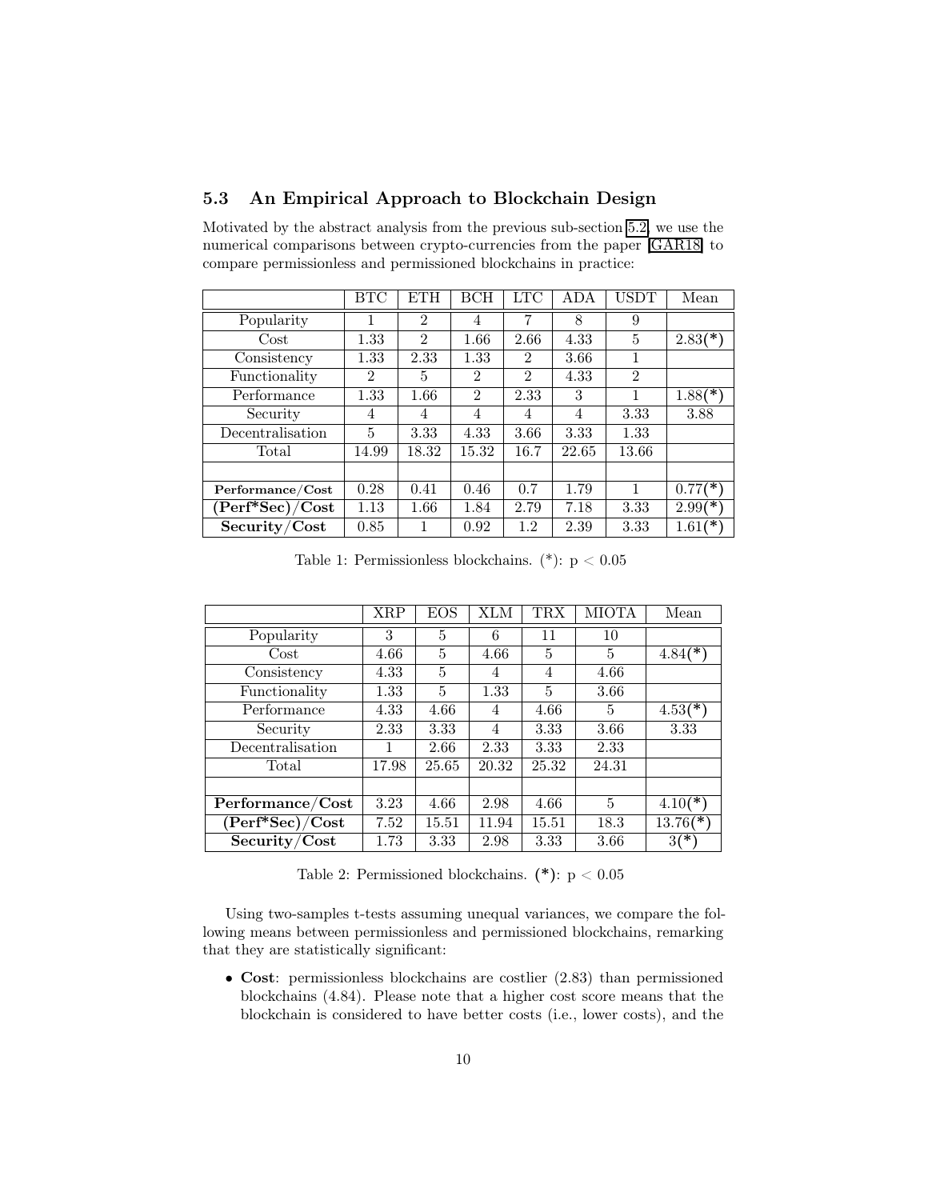### 5.3 An Empirical Approach to Blockchain Design

Motivated by the abstract analysis from the previous sub-section 5.2, we use the numerical comparisons between crypto-currencies from the paper [GAR18] to compare permissionless and permissioned blockchains in practice:

| | BTC | ETH | BCH | LTC | ADA | USDT | Mean |
|---|---|---|---|---|---|---|---|
| Popularity | 1 | 2 | 4 | 7 | 8 | 9 | |
| Cost | 1.33 | 2 | 1.66 | 2.66 | 4.33 | 5 | 2.83(*) |
| Consistency | 1.33 | 2.33 | 1.33 | 2 | 3.66 | 1 | |
| Functionality | 2 | 5 | 2 | 2 | 4.33 | 2 | |
| Performance | 1.33 | 1.66 | 2 | 2.33 | 3 | 1 | 1.88(*) |
| Security | 4 | 4 | 4 | 4 | 4 | 3.33 | 3.88 |
| Decentralisation | 5 | 3.33 | 4.33 | 3.66 | 3.33 | 1.33 | |
| Total | 14.99 | 18.32 | 15.32 | 16.7 | 22.65 | 13.66 | |
| | | | | | | | |
| **Performance/Cost** | 0.28 | 0.41 | 0.46 | 0.7 | 1.79 | 1 | 0.77(*) |
| **(Perf*Sec)/Cost** | 1.13 | 1.66 | 1.84 | 2.79 | 7.18 | 3.33 | 2.99(*) |
| **Security/Cost** | 0.85 | 1 | 0.92 | 1.2 | 2.39 | 3.33 | 1.61(*) |

Table 1: Permissionless blockchains. (*): $p < 0.05$

| | XRP | EOS | XLM | TRX | MIOTA | Mean |
|---|---|---|---|---|---|---|
| Popularity | 3 | 5 | 6 | 11 | 10 | |
| Cost | 4.66 | 5 | 4.66 | 5 | 5 | 4.84(*) |
| Consistency | 4.33 | 5 | 4 | 4 | 4.66 | |
| Functionality | 1.33 | 5 | 1.33 | 5 | 3.66 | |
| Performance | 4.33 | 4.66 | 4 | 4.66 | 5 | 4.53(*) |
| Security | 2.33 | 3.33 | 4 | 3.33 | 3.66 | 3.33 |
| Decentralisation | 1 | 2.66 | 2.33 | 3.33 | 2.33 | |
| Total | 17.98 | 25.65 | 20.32 | 25.32 | 24.31 | |
| | | | | | | |
| **Performance/Cost** | 3.23 | 4.66 | 2.98 | 4.66 | 5 | 4.10(*) |
| **(Perf*Sec)/Cost** | 7.52 | 15.51 | 11.94 | 15.51 | 18.3 | 13.76(*) |
| **Security/Cost** | 1.73 | 3.33 | 2.98 | 3.33 | 3.66 | 3(*) |

Table 2: Permissioned blockchains. **(*)**: $p < 0.05$

Using two-samples t-tests assuming unequal variances, we compare the following means between permissionless and permissioned blockchains, remarking that they are statistically significant:

- **Cost**: permissionless blockchains are costlier (2.83) than permissioned blockchains (4.84). Please note that a higher cost score means that the blockchain is considered to have better costs (i.e., lower costs), and the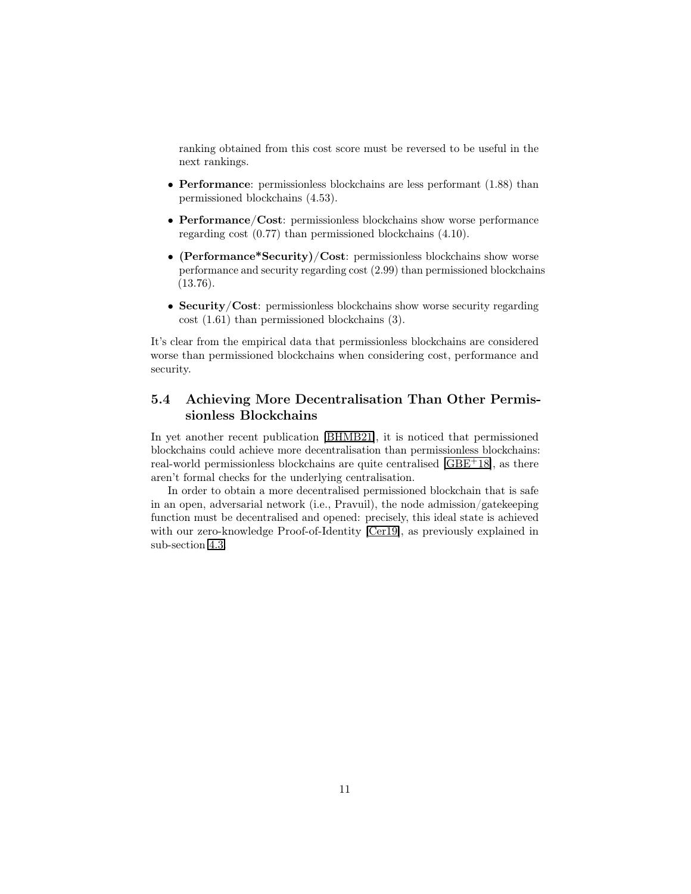ranking obtained from this cost score must be reversed to be useful in the next rankings.

- **Performance**: permissionless blockchains are less performant (1.88) than permissioned blockchains (4.53).
- **Performance/Cost**: permissionless blockchains show worse performance regarding cost (0.77) than permissioned blockchains (4.10).
- **(Performance*Security)/Cost**: permissionless blockchains show worse performance and security regarding cost (2.99) than permissioned blockchains (13.76).
- **Security/Cost**: permissionless blockchains show worse security regarding cost (1.61) than permissioned blockchains (3).

It's clear from the empirical data that permissionless blockchains are considered worse than permissioned blockchains when considering cost, performance and security.

### 5.4 Achieving More Decentralisation Than Other Permissionless Blockchains

In yet another recent publication [BHMB21], it is noticed that permissioned blockchains could achieve more decentralisation than permissionless blockchains: real-world permissionless blockchains are quite centralised [GBE+18], as there aren't formal checks for the underlying centralisation.

In order to obtain a more decentralised permissioned blockchain that is safe in an open, adversarial network (i.e., Pravuil), the node admission/gatekeeping function must be decentralised and opened: precisely, this ideal state is achieved with our zero-knowledge Proof-of-Identity [Cer19], as previously explained in sub-section 4.3.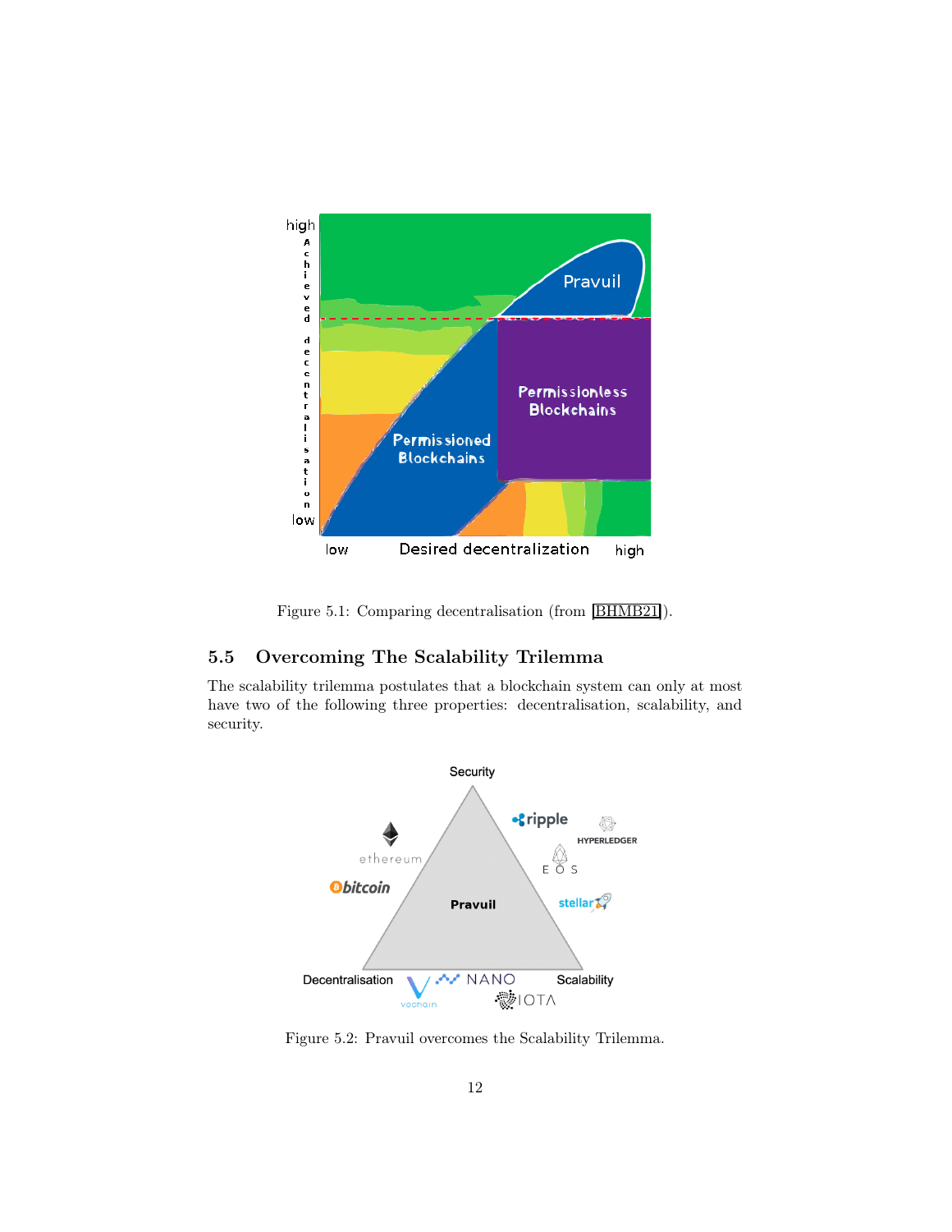Figure 5.1: Comparing decentralisation (from [BHMB21]).

## 5.5 Overcoming The Scalability Trilemma

The scalability trilemma postulates that a blockchain system can only at most have two of the following three properties: decentralisation, scalability, and security.

Figure 5.2: Pravuil overcomes the Scalability Trilemma.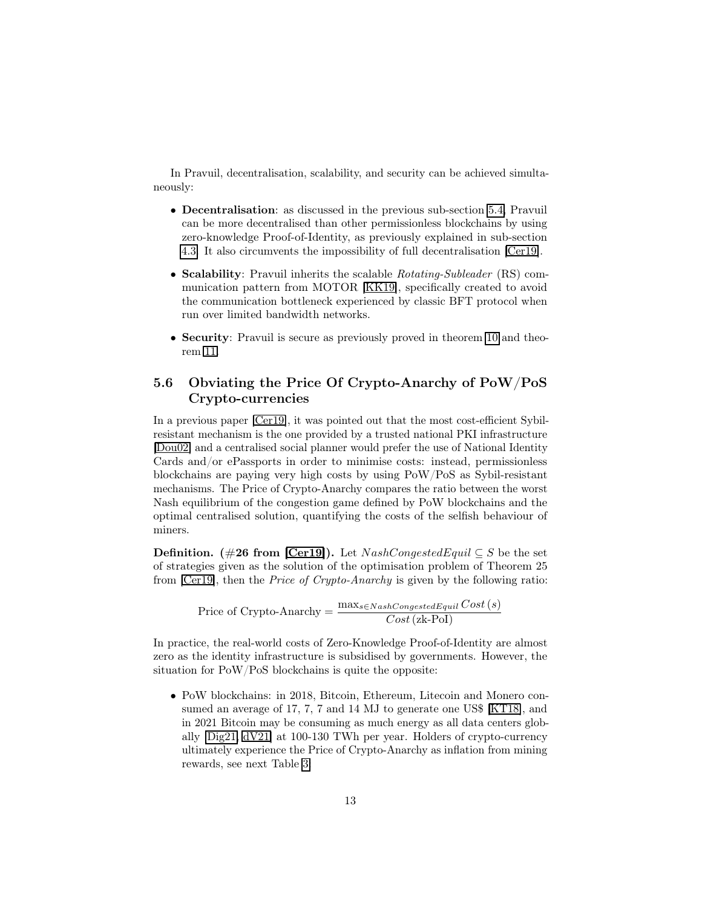In Pravuil, decentralisation, scalability, and security can be achieved simultaneously:

- **Decentralisation**: as discussed in the previous sub-section 5.4, Pravuil can be more decentralised than other permissionless blockchains by using zero-knowledge Proof-of-Identity, as previously explained in sub-section 4.3. It also circumvents the impossibility of full decentralisation [Cer19].
- **Scalability**: Pravuil inherits the scalable *Rotating-Subleader* (RS) communication pattern from MOTOR [KK19], specifically created to avoid the communication bottleneck experienced by classic BFT protocol when run over limited bandwidth networks.
- **Security**: Pravuil is secure as previously proved in theorem 10 and theorem 11.

## 5.6 Obviating the Price Of Crypto-Anarchy of PoW/PoS Crypto-currencies

In a previous paper [Cer19], it was pointed out that the most cost-efficient Sybil-resistant mechanism is the one provided by a trusted national PKI infrastructure [Dou02] and a centralised social planner would prefer the use of National Identity Cards and/or ePassports in order to minimise costs: instead, permissionless blockchains are paying very high costs by using PoW/PoS as Sybil-resistant mechanisms. The Price of Crypto-Anarchy compares the ratio between the worst Nash equilibrium of the congestion game defined by PoW blockchains and the optimal centralised solution, quantifying the costs of the selfish behaviour of miners.

**Definition. (#26 from [Cer19]).** Let $NashCongestedEquil \subseteq S$ be the set of strategies given as the solution of the optimisation problem of Theorem 25 from [Cer19], then the *Price of Crypto-Anarchy* is given by the following ratio:

$$\text{Price of Crypto-Anarchy} = \frac{\max_{s \in NashCongestedEquil} Cost\,(s)}{Cost\,(\text{zk-PoI})}$$

In practice, the real-world costs of Zero-Knowledge Proof-of-Identity are almost zero as the identity infrastructure is subsidised by governments. However, the situation for PoW/PoS blockchains is quite the opposite:

- PoW blockchains: in 2018, Bitcoin, Ethereum, Litecoin and Monero consumed an average of 17, 7, 7 and 14 MJ to generate one US$ [KT18], and in 2021 Bitcoin may be consuming as much energy as all data centers globally [Dig21, dV21] at 100-130 TWh per year. Holders of crypto-currency ultimately experience the Price of Crypto-Anarchy as inflation from mining rewards, see next Table 3.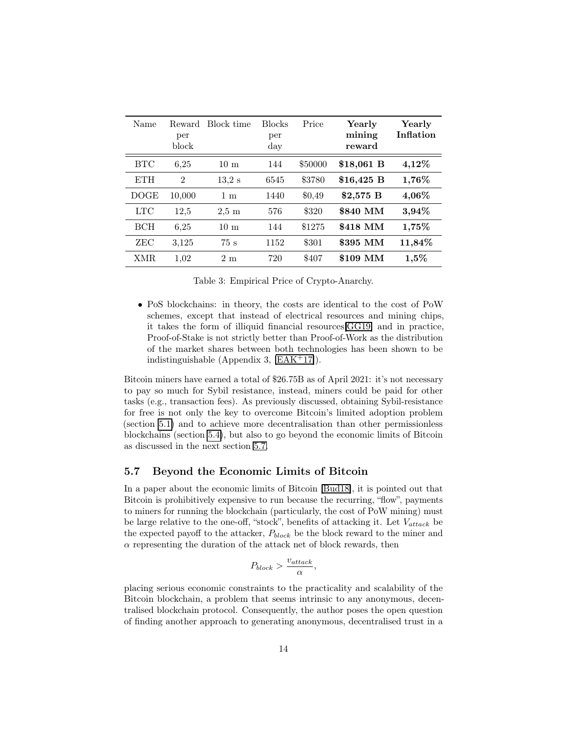| Name | Reward per block | Block time | Blocks per day | Price | **Yearly mining reward** | **Yearly Inflation** |
|---|---|---|---|---|---|---|
| BTC | 6,25 | 10 m | 144 | $50000 | **$18,061 B** | **4,12%** |
| ETH | 2 | 13,2 s | 6545 | $3780 | **$16,425 B** | **1,76%** |
| DOGE | 10,000 | 1 m | 1440 | $0,49 | **$2,575 B** | **4,06%** |
| LTC | 12,5 | 2,5 m | 576 | $320 | **$840 MM** | **3,94%** |
| BCH | 6,25 | 10 m | 144 | $1275 | **$418 MM** | **1,75%** |
| ZEC | 3,125 | 75 s | 1152 | $301 | **$395 MM** | **11,84%** |
| XMR | 1,02 | 2 m | 720 | $407 | **$109 MM** | **1,5%** |

Table 3: Empirical Price of Crypto-Anarchy.

- PoS blockchains: in theory, the costs are identical to the cost of PoW schemes, except that instead of electrical resources and mining chips, it takes the form of illiquid financial resources[GG19] and in practice, Proof-of-Stake is not strictly better than Proof-of-Work as the distribution of the market shares between both technologies has been shown to be indistinguishable (Appendix 3, [EAK+17]).

Bitcoin miners have earned a total of $26.75B as of April 2021: it's not necessary to pay so much for Sybil resistance, instead, miners could be paid for other tasks (e.g., transaction fees). As previously discussed, obtaining Sybil-resistance for free is not only the key to overcome Bitcoin's limited adoption problem (section 5.1) and to achieve more decentralisation than other permissionless blockchains (section 5.4), but also to go beyond the economic limits of Bitcoin as discussed in the next section 5.7.

### 5.7 Beyond the Economic Limits of Bitcoin

In a paper about the economic limits of Bitcoin [Bud18], it is pointed out that Bitcoin is prohibitively expensive to run because the recurring, "flow", payments to miners for running the blockchain (particularly, the cost of PoW mining) must be large relative to the one-off, "stock", benefits of attacking it. Let $V_{attack}$ be the expected payoff to the attacker, $P_{block}$ be the block reward to the miner and $\alpha$ representing the duration of the attack net of block rewards, then

$$P_{block} > \frac{v_{attack}}{\alpha},$$

placing serious economic constraints to the practicality and scalability of the Bitcoin blockchain, a problem that seems intrinsic to any anonymous, decentralised blockchain protocol. Consequently, the author poses the open question of finding another approach to generating anonymous, decentralised trust in a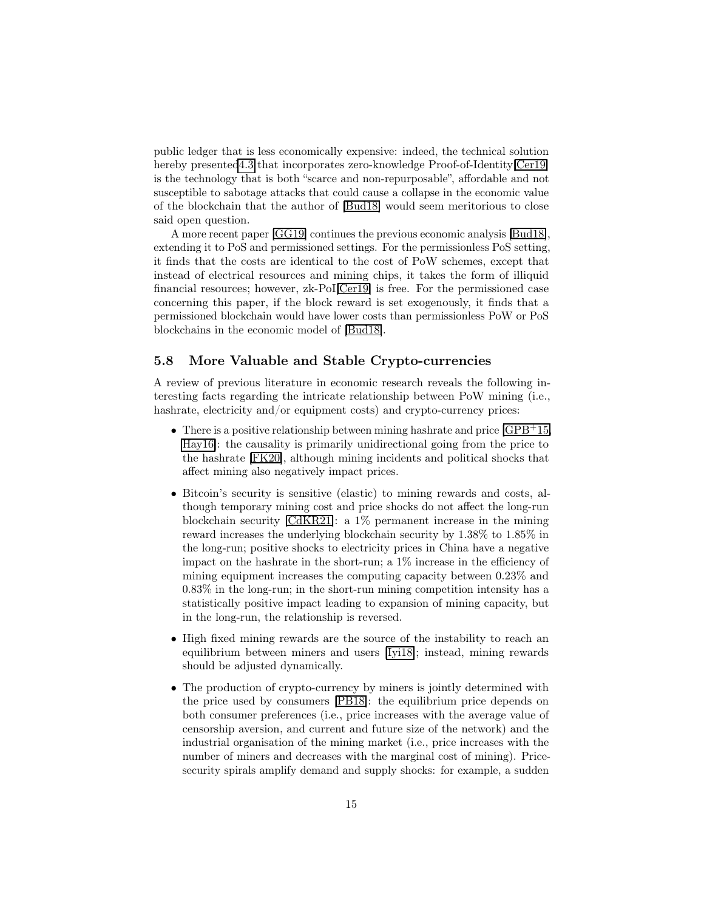public ledger that is less economically expensive: indeed, the technical solution hereby presented[4.3] that incorporates zero-knowledge Proof-of-Identity[Cer19] is the technology that is both "scarce and non-repurposable", affordable and not susceptible to sabotage attacks that could cause a collapse in the economic value of the blockchain that the author of [Bud18] would seem meritorious to close said open question.

A more recent paper [GG19] continues the previous economic analysis [Bud18], extending it to PoS and permissioned settings. For the permissionless PoS setting, it finds that the costs are identical to the cost of PoW schemes, except that instead of electrical resources and mining chips, it takes the form of illiquid financial resources; however, zk-PoI[Cer19] is free. For the permissioned case concerning this paper, if the block reward is set exogenously, it finds that a permissioned blockchain would have lower costs than permissionless PoW or PoS blockchains in the economic model of [Bud18].

### 5.8 More Valuable and Stable Crypto-currencies

A review of previous literature in economic research reveals the following interesting facts regarding the intricate relationship between PoW mining (i.e., hashrate, electricity and/or equipment costs) and crypto-currency prices:

- There is a positive relationship between mining hashrate and price [GPB+15, Hay16]: the causality is primarily unidirectional going from the price to the hashrate [FK20], although mining incidents and political shocks that affect mining also negatively impact prices.
- Bitcoin's security is sensitive (elastic) to mining rewards and costs, although temporary mining cost and price shocks do not affect the long-run blockchain security [CdKR21]: a 1% permanent increase in the mining reward increases the underlying blockchain security by 1.38% to 1.85% in the long-run; positive shocks to electricity prices in China have a negative impact on the hashrate in the short-run; a 1% increase in the efficiency of mining equipment increases the computing capacity between 0.23% and 0.83% in the long-run; in the short-run mining competition intensity has a statistically positive impact leading to expansion of mining capacity, but in the long-run, the relationship is reversed.
- High fixed mining rewards are the source of the instability to reach an equilibrium between miners and users [Iyi18]; instead, mining rewards should be adjusted dynamically.
- The production of crypto-currency by miners is jointly determined with the price used by consumers [PB18]: the equilibrium price depends on both consumer preferences (i.e., price increases with the average value of censorship aversion, and current and future size of the network) and the industrial organisation of the mining market (i.e., price increases with the number of miners and decreases with the marginal cost of mining). Price-security spirals amplify demand and supply shocks: for example, a sudden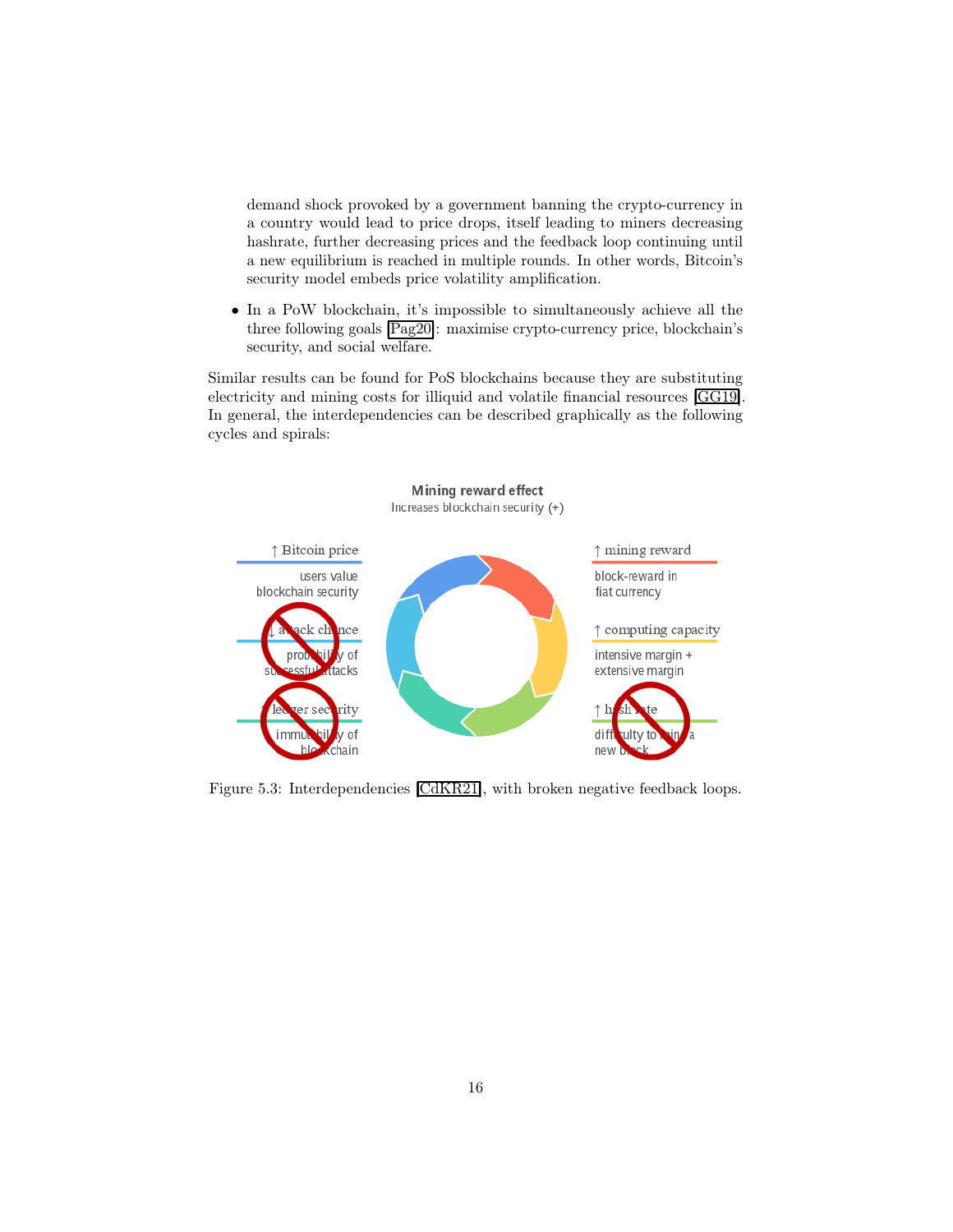demand shock provoked by a government banning the crypto-currency in a country would lead to price drops, itself leading to miners decreasing hashrate, further decreasing prices and the feedback loop continuing until a new equilibrium is reached in multiple rounds. In other words, Bitcoin's security model embeds price volatility amplification.

- In a PoW blockchain, it's impossible to simultaneously achieve all the three following goals [Pag20]: maximise crypto-currency price, blockchain's security, and social welfare.

Similar results can be found for PoS blockchains because they are substituting electricity and mining costs for illiquid and volatile financial resources [GG19]. In general, the interdependencies can be described graphically as the following cycles and spirals:

**Mining reward effect**
Increases blockchain security (+)

↑ Bitcoin price
users value blockchain security

↑ mining reward
block-reward in fiat currency

↓ attack chance
probability of successful attacks

↑ computing capacity
intensive margin + extensive margin

↑ ledger security
immutability of blockchain

↑ hash rate
difficulty to mine a new block

Figure 5.3: Interdependencies [CdKR21], with broken negative feedback loops.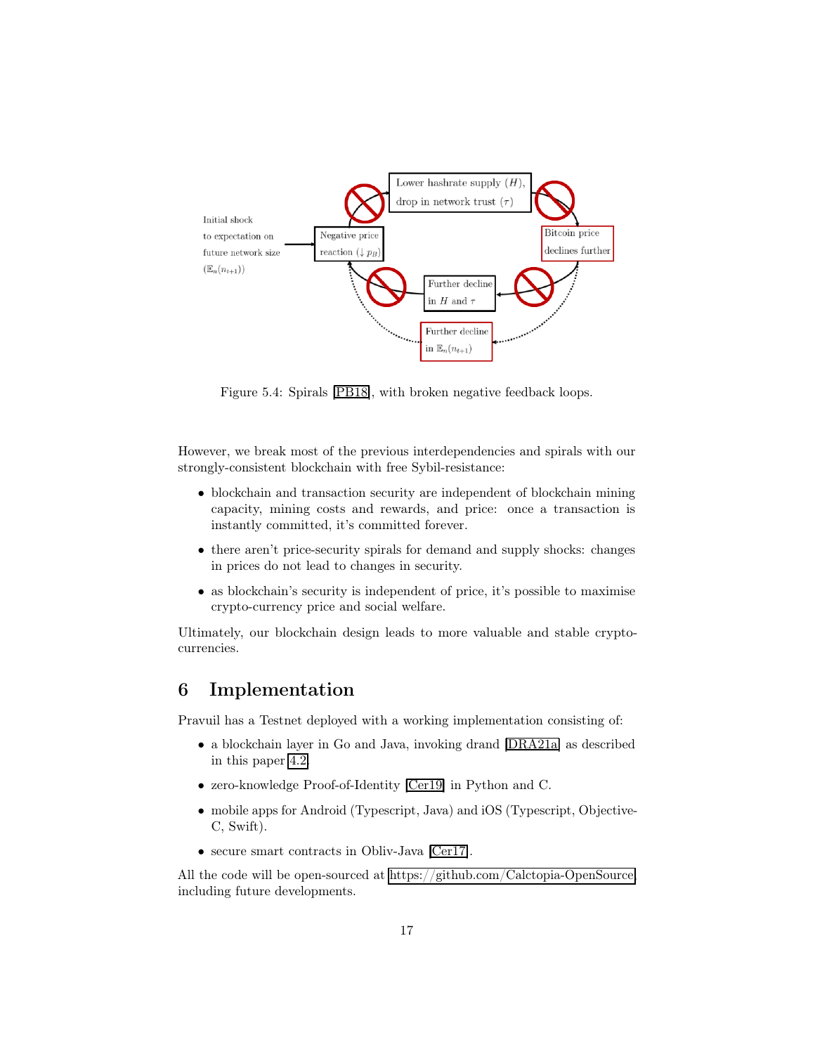Figure 5.4: Spirals [PB18], with broken negative feedback loops.

However, we break most of the previous interdependencies and spirals with our strongly-consistent blockchain with free Sybil-resistance:

- blockchain and transaction security are independent of blockchain mining capacity, mining costs and rewards, and price: once a transaction is instantly committed, it's committed forever.
- there aren't price-security spirals for demand and supply shocks: changes in prices do not lead to changes in security.
- as blockchain's security is independent of price, it's possible to maximise crypto-currency price and social welfare.

Ultimately, our blockchain design leads to more valuable and stable crypto-currencies.

# 6 Implementation

Pravuil has a Testnet deployed with a working implementation consisting of:

- a blockchain layer in Go and Java, invoking drand [DRA21a] as described in this paper 4.2.
- zero-knowledge Proof-of-Identity [Cer19] in Python and C.
- mobile apps for Android (Typescript, Java) and iOS (Typescript, Objective-C, Swift).
- secure smart contracts in Obliv-Java [Cer17].

All the code will be open-sourced at https://github.com/Calctopia-OpenSource including future developments.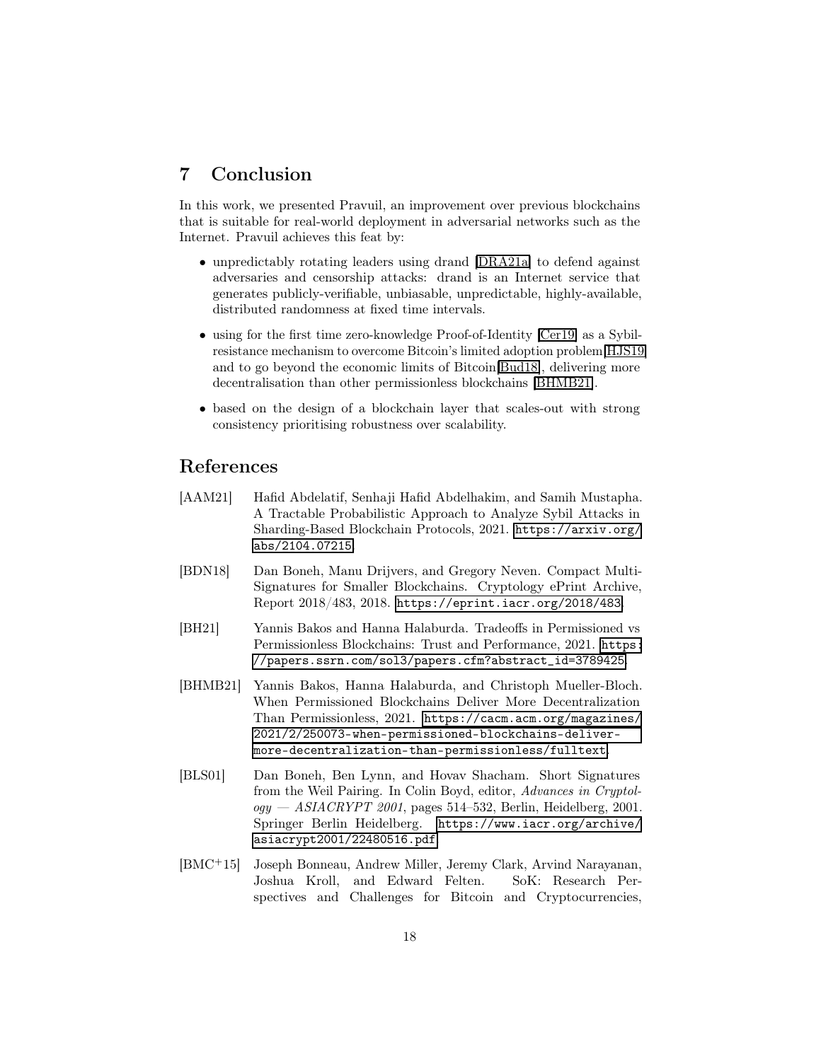# 7 Conclusion

In this work, we presented Pravuil, an improvement over previous blockchains that is suitable for real-world deployment in adversarial networks such as the Internet. Pravuil achieves this feat by:

- unpredictably rotating leaders using drand [DRA21a] to defend against adversaries and censorship attacks: drand is an Internet service that generates publicly-verifiable, unbiasable, unpredictable, highly-available, distributed randomness at fixed time intervals.
- using for the first time zero-knowledge Proof-of-Identity [Cer19] as a Sybil-resistance mechanism to overcome Bitcoin's limited adoption problem[HJS19] and to go beyond the economic limits of Bitcoin[Bud18], delivering more decentralisation than other permissionless blockchains [BHMB21].
- based on the design of a blockchain layer that scales-out with strong consistency prioritising robustness over scalability.

# References

[AAM21] Hafid Abdelatif, Senhaji Hafid Abdelhakim, and Samih Mustapha. A Tractable Probabilistic Approach to Analyze Sybil Attacks in Sharding-Based Blockchain Protocols, 2021. https://arxiv.org/abs/2104.07215.

[BDN18] Dan Boneh, Manu Drijvers, and Gregory Neven. Compact Multi-Signatures for Smaller Blockchains. Cryptology ePrint Archive, Report 2018/483, 2018. https://eprint.iacr.org/2018/483.

[BH21] Yannis Bakos and Hanna Halaburda. Tradeoffs in Permissioned vs Permissionless Blockchains: Trust and Performance, 2021. https://papers.ssrn.com/sol3/papers.cfm?abstract_id=3789425.

[BHMB21] Yannis Bakos, Hanna Halaburda, and Christoph Mueller-Bloch. When Permissioned Blockchains Deliver More Decentralization Than Permissionless, 2021. https://cacm.acm.org/magazines/2021/2/250073-when-permissioned-blockchains-deliver-more-decentralization-than-permissionless/fulltext.

[BLS01] Dan Boneh, Ben Lynn, and Hovav Shacham. Short Signatures from the Weil Pairing. In Colin Boyd, editor, *Advances in Cryptology — ASIACRYPT 2001*, pages 514–532, Berlin, Heidelberg, 2001. Springer Berlin Heidelberg. https://www.iacr.org/archive/asiacrypt2001/22480516.pdf.

[BMC+15] Joseph Bonneau, Andrew Miller, Jeremy Clark, Arvind Narayanan, Joshua Kroll, and Edward Felten. SoK: Research Perspectives and Challenges for Bitcoin and Cryptocurrencies,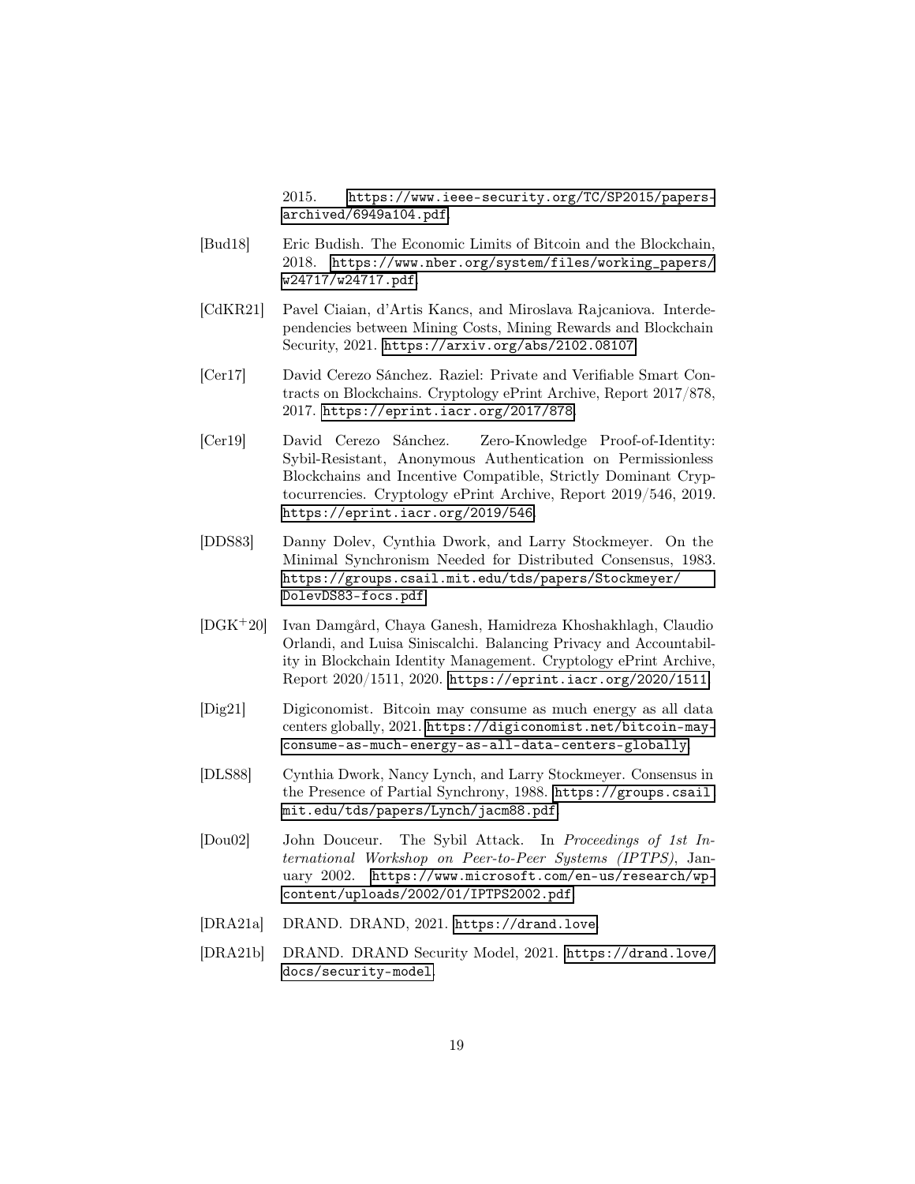2015. https://www.ieee-security.org/TC/SP2015/papers-archived/6949a104.pdf.

[Bud18] Eric Budish. The Economic Limits of Bitcoin and the Blockchain, 2018. https://www.nber.org/system/files/working_papers/w24717/w24717.pdf.

[CdKR21] Pavel Ciaian, d'Artis Kancs, and Miroslava Rajcaniova. Interdependencies between Mining Costs, Mining Rewards and Blockchain Security, 2021. https://arxiv.org/abs/2102.08107.

[Cer17] David Cerezo Sánchez. Raziel: Private and Verifiable Smart Contracts on Blockchains. Cryptology ePrint Archive, Report 2017/878, 2017. https://eprint.iacr.org/2017/878.

[Cer19] David Cerezo Sánchez. Zero-Knowledge Proof-of-Identity: Sybil-Resistant, Anonymous Authentication on Permissionless Blockchains and Incentive Compatible, Strictly Dominant Cryptocurrencies. Cryptology ePrint Archive, Report 2019/546, 2019. https://eprint.iacr.org/2019/546.

[DDS83] Danny Dolev, Cynthia Dwork, and Larry Stockmeyer. On the Minimal Synchronism Needed for Distributed Consensus, 1983. https://groups.csail.mit.edu/tds/papers/Stockmeyer/DolevDS83-focs.pdf.

[DGK+20] Ivan Damgård, Chaya Ganesh, Hamidreza Khoshakhlagh, Claudio Orlandi, and Luisa Siniscalchi. Balancing Privacy and Accountability in Blockchain Identity Management. Cryptology ePrint Archive, Report 2020/1511, 2020. https://eprint.iacr.org/2020/1511.

[Dig21] Digiconomist. Bitcoin may consume as much energy as all data centers globally, 2021. https://digiconomist.net/bitcoin-may-consume-as-much-energy-as-all-data-centers-globally.

[DLS88] Cynthia Dwork, Nancy Lynch, and Larry Stockmeyer. Consensus in the Presence of Partial Synchrony, 1988. https://groups.csail.mit.edu/tds/papers/Lynch/jacm88.pdf.

[Dou02] John Douceur. The Sybil Attack. In *Proceedings of 1st International Workshop on Peer-to-Peer Systems (IPTPS)*, January 2002. https://www.microsoft.com/en-us/research/wp-content/uploads/2002/01/IPTPS2002.pdf.

[DRA21a] DRAND. DRAND, 2021. https://drand.love.

[DRA21b] DRAND. DRAND Security Model, 2021. https://drand.love/docs/security-model.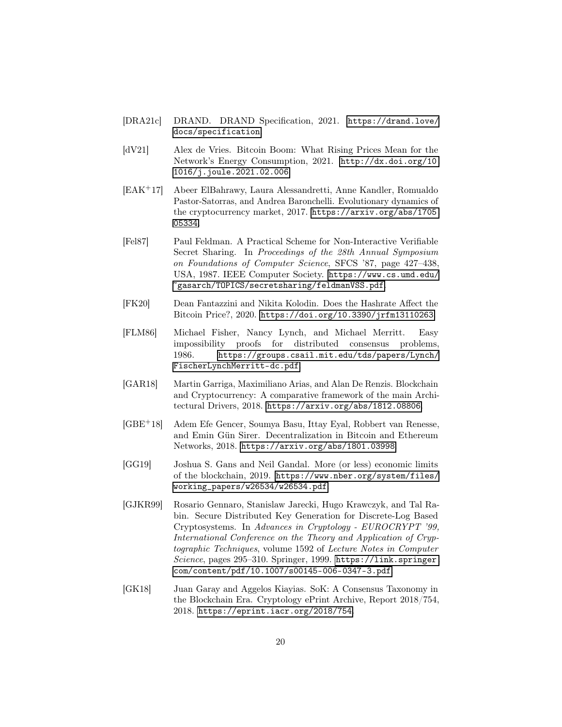- [DRA21c] DRAND. DRAND Specification, 2021. https://drand.love/docs/specification
- [dV21] Alex de Vries. Bitcoin Boom: What Rising Prices Mean for the Network's Energy Consumption, 2021. http://dx.doi.org/10.1016/j.joule.2021.02.006
- [EAK+17] Abeer ElBahrawy, Laura Alessandretti, Anne Kandler, Romualdo Pastor-Satorras, and Andrea Baronchelli. Evolutionary dynamics of the cryptocurrency market, 2017. https://arxiv.org/abs/1705.05334
- [Fel87] Paul Feldman. A Practical Scheme for Non-Interactive Verifiable Secret Sharing. In *Proceedings of the 28th Annual Symposium on Foundations of Computer Science*, SFCS '87, page 427–438, USA, 1987. IEEE Computer Society. https://www.cs.umd.edu/~gasarch/TOPICS/secretsharing/feldmanVSS.pdf
- [FK20] Dean Fantazzini and Nikita Kolodin. Does the Hashrate Affect the Bitcoin Price?, 2020. https://doi.org/10.3390/jrfm13110263
- [FLM86] Michael Fisher, Nancy Lynch, and Michael Merritt. Easy impossibility proofs for distributed consensus problems, 1986. https://groups.csail.mit.edu/tds/papers/Lynch/FischerLynchMerritt-dc.pdf
- [GAR18] Martin Garriga, Maximiliano Arias, and Alan De Renzis. Blockchain and Cryptocurrency: A comparative framework of the main Architectural Drivers, 2018. https://arxiv.org/abs/1812.08806
- [GBE+18] Adem Efe Gencer, Soumya Basu, Ittay Eyal, Robbert van Renesse, and Emin Gün Sirer. Decentralization in Bitcoin and Ethereum Networks, 2018. https://arxiv.org/abs/1801.03998
- [GG19] Joshua S. Gans and Neil Gandal. More (or less) economic limits of the blockchain, 2019. https://www.nber.org/system/files/working_papers/w26534/w26534.pdf
- [GJKR99] Rosario Gennaro, Stanislaw Jarecki, Hugo Krawczyk, and Tal Rabin. Secure Distributed Key Generation for Discrete-Log Based Cryptosystems. In *Advances in Cryptology - EUROCRYPT '99, International Conference on the Theory and Application of Cryptographic Techniques*, volume 1592 of *Lecture Notes in Computer Science*, pages 295–310. Springer, 1999. https://link.springer.com/content/pdf/10.1007/s00145-006-0347-3.pdf
- [GK18] Juan Garay and Aggelos Kiayias. SoK: A Consensus Taxonomy in the Blockchain Era. Cryptology ePrint Archive, Report 2018/754, 2018. https://eprint.iacr.org/2018/754.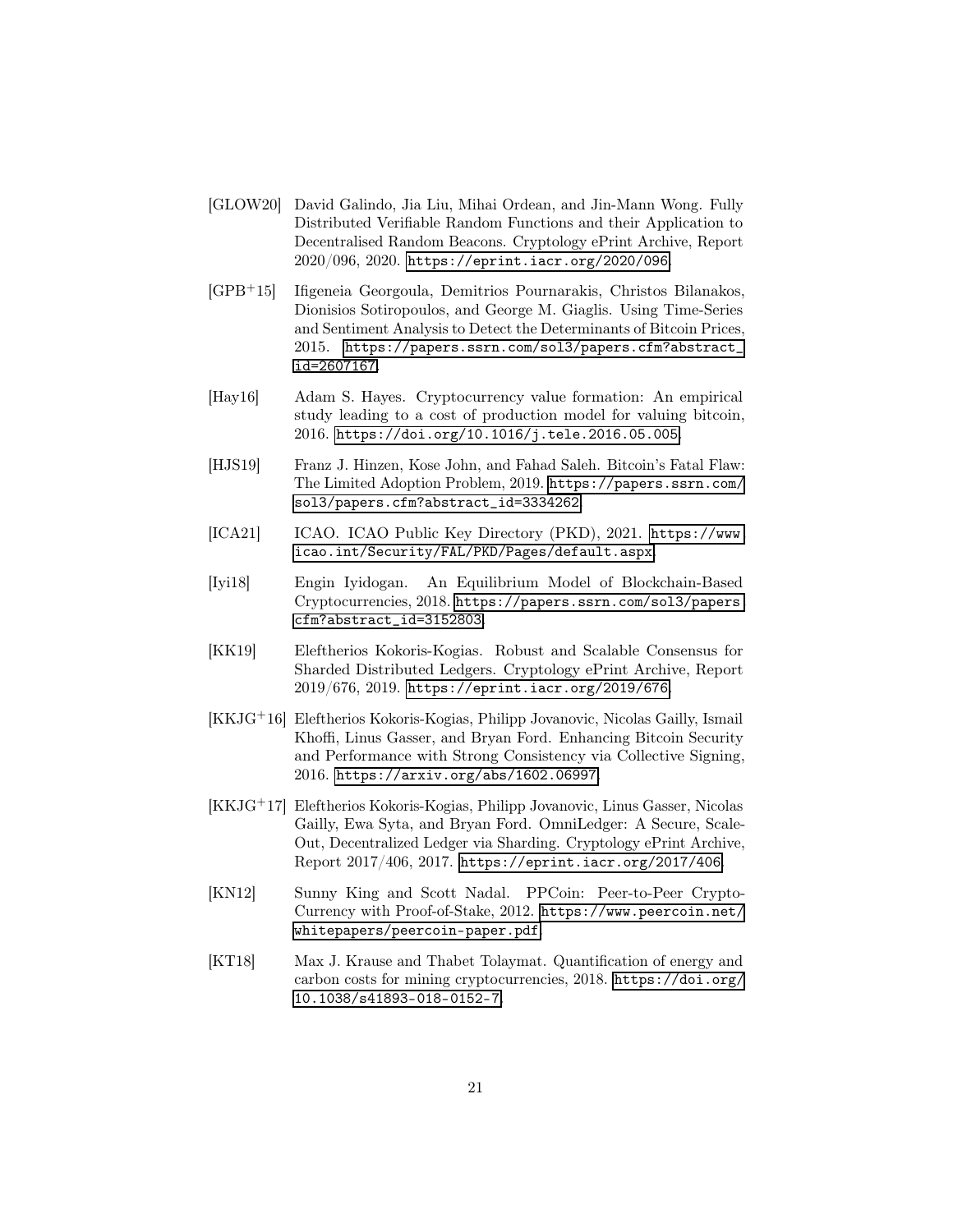[GLOW20] David Galindo, Jia Liu, Mihai Ordean, and Jin-Mann Wong. Fully Distributed Verifiable Random Functions and their Application to Decentralised Random Beacons. Cryptology ePrint Archive, Report 2020/096, 2020. https://eprint.iacr.org/2020/096.

[GPB+15] Ifigeneia Georgoula, Demitrios Pournarakis, Christos Bilanakos, Dionisios Sotiropoulos, and George M. Giaglis. Using Time-Series and Sentiment Analysis to Detect the Determinants of Bitcoin Prices, 2015. https://papers.ssrn.com/sol3/papers.cfm?abstract_id=2607167.

[Hay16] Adam S. Hayes. Cryptocurrency value formation: An empirical study leading to a cost of production model for valuing bitcoin, 2016. https://doi.org/10.1016/j.tele.2016.05.005.

[HJS19] Franz J. Hinzen, Kose John, and Fahad Saleh. Bitcoin's Fatal Flaw: The Limited Adoption Problem, 2019. https://papers.ssrn.com/sol3/papers.cfm?abstract_id=3334262.

[ICA21] ICAO. ICAO Public Key Directory (PKD), 2021. https://www.icao.int/Security/FAL/PKD/Pages/default.aspx.

[Iyi18] Engin Iyidogan. An Equilibrium Model of Blockchain-Based Cryptocurrencies, 2018. https://papers.ssrn.com/sol3/papers.cfm?abstract_id=3152803.

[KK19] Eleftherios Kokoris-Kogias. Robust and Scalable Consensus for Sharded Distributed Ledgers. Cryptology ePrint Archive, Report 2019/676, 2019. https://eprint.iacr.org/2019/676.

[KKJG+16] Eleftherios Kokoris-Kogias, Philipp Jovanovic, Nicolas Gailly, Ismail Khoffi, Linus Gasser, and Bryan Ford. Enhancing Bitcoin Security and Performance with Strong Consistency via Collective Signing, 2016. https://arxiv.org/abs/1602.06997.

[KKJG+17] Eleftherios Kokoris-Kogias, Philipp Jovanovic, Linus Gasser, Nicolas Gailly, Ewa Syta, and Bryan Ford. OmniLedger: A Secure, Scale-Out, Decentralized Ledger via Sharding. Cryptology ePrint Archive, Report 2017/406, 2017. https://eprint.iacr.org/2017/406.

[KN12] Sunny King and Scott Nadal. PPCoin: Peer-to-Peer Crypto-Currency with Proof-of-Stake, 2012. https://www.peercoin.net/whitepapers/peercoin-paper.pdf.

[KT18] Max J. Krause and Thabet Tolaymat. Quantification of energy and carbon costs for mining cryptocurrencies, 2018. https://doi.org/10.1038/s41893-018-0152-7.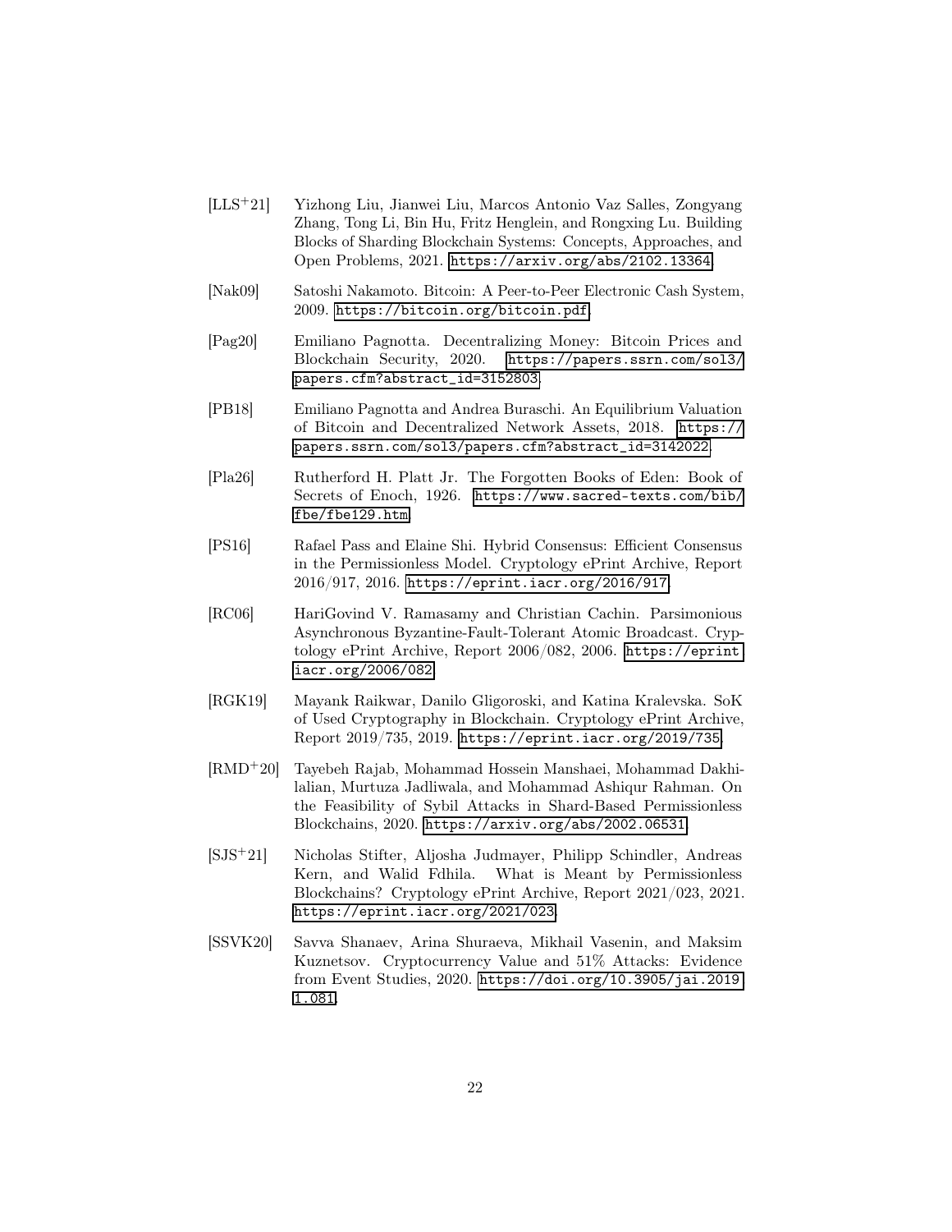[LLS+21] Yizhong Liu, Jianwei Liu, Marcos Antonio Vaz Salles, Zongyang Zhang, Tong Li, Bin Hu, Fritz Henglein, and Rongxing Lu. Building Blocks of Sharding Blockchain Systems: Concepts, Approaches, and Open Problems, 2021. https://arxiv.org/abs/2102.13364.

[Nak09] Satoshi Nakamoto. Bitcoin: A Peer-to-Peer Electronic Cash System, 2009. https://bitcoin.org/bitcoin.pdf.

[Pag20] Emiliano Pagnotta. Decentralizing Money: Bitcoin Prices and Blockchain Security, 2020. https://papers.ssrn.com/sol3/papers.cfm?abstract_id=3152803.

[PB18] Emiliano Pagnotta and Andrea Buraschi. An Equilibrium Valuation of Bitcoin and Decentralized Network Assets, 2018. https://papers.ssrn.com/sol3/papers.cfm?abstract_id=3142022.

[Pla26] Rutherford H. Platt Jr. The Forgotten Books of Eden: Book of Secrets of Enoch, 1926. https://www.sacred-texts.com/bib/fbe/fbe129.htm.

[PS16] Rafael Pass and Elaine Shi. Hybrid Consensus: Efficient Consensus in the Permissionless Model. Cryptology ePrint Archive, Report 2016/917, 2016. https://eprint.iacr.org/2016/917.

[RC06] HariGovind V. Ramasamy and Christian Cachin. Parsimonious Asynchronous Byzantine-Fault-Tolerant Atomic Broadcast. Cryptology ePrint Archive, Report 2006/082, 2006. https://eprint.iacr.org/2006/082.

[RGK19] Mayank Raikwar, Danilo Gligoroski, and Katina Kralevska. SoK of Used Cryptography in Blockchain. Cryptology ePrint Archive, Report 2019/735, 2019. https://eprint.iacr.org/2019/735.

[RMD+20] Tayebeh Rajab, Mohammad Hossein Manshaei, Mohammad Dakhilalian, Murtuza Jadliwala, and Mohammad Ashiqur Rahman. On the Feasibility of Sybil Attacks in Shard-Based Permissionless Blockchains, 2020. https://arxiv.org/abs/2002.06531.

[SJS+21] Nicholas Stifter, Aljosha Judmayer, Philipp Schindler, Andreas Kern, and Walid Fdhila. What is Meant by Permissionless Blockchains? Cryptology ePrint Archive, Report 2021/023, 2021. https://eprint.iacr.org/2021/023.

[SSVK20] Savva Shanaev, Arina Shuraeva, Mikhail Vasenin, and Maksim Kuznetsov. Cryptocurrency Value and 51% Attacks: Evidence from Event Studies, 2020. https://doi.org/10.3905/jai.2019.1.081.